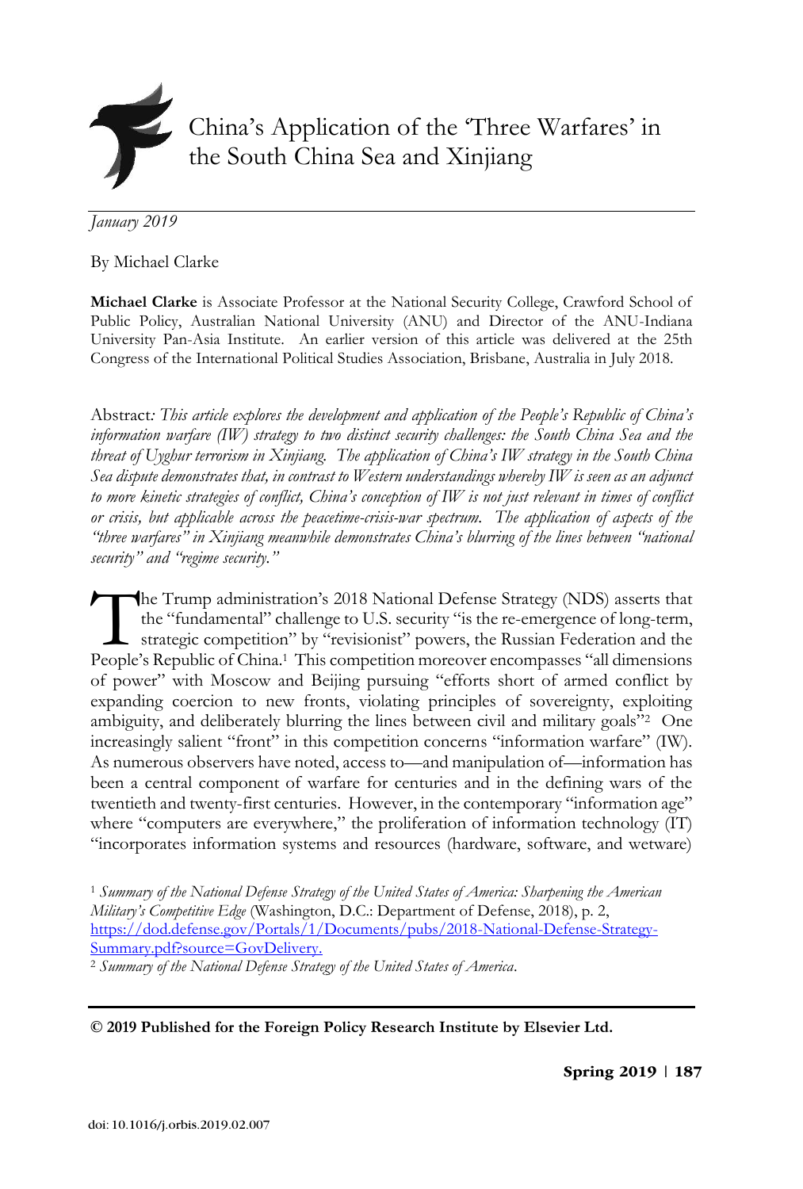# China's Application of the 'Three Warfares' in the South China Sea and Xinjiang

*January 2019*

By Michael Clarke

**Michael Clarke** is Associate Professor at the National Security College, Crawford School of Public Policy, Australian National University (ANU) and Director of the ANU-Indiana University Pan-Asia Institute. An earlier version of this article was delivered at the 25th Congress of the International Political Studies Association, Brisbane, Australia in July 2018.

Abstract*: This article explores the development and application of the People's Republic of China's information warfare (IW) strategy to two distinct security challenges: the South China Sea and the threat of Uyghur terrorism in Xinjiang. The application of China's IW strategy in the South China Sea dispute demonstrates that, in contrast to Western understandings whereby IW is seen as an adjunct to more kinetic strategies of conflict, China's conception of IW is not just relevant in times of conflict or crisis, but applicable across the peacetime-crisis-war spectrum. The application of aspects of the "three warfares" in Xinjiang meanwhile demonstrates China's blurring of the lines between "national security" and "regime security."*

The Trump administration's 2018 National Defense Strategy (NDS) asserts that the "fundamental" challenge to U.S. security "is the re-emergence of long-term, strategic competition" by "revisionist" powers, the Russian Federation and the People's Republic of China.[1] This competition moreover encompasses "all dimensions of power" with Moscow and Beijing pursuing "efforts short of armed conflict by expanding coercion to new fronts, violating principles of sovereignty, exploiting ambiguity, and deliberately blurring the lines between civil and military goals"[2] One increasingly salient "front" in this competition concerns "information warfare" (IW). As numerous observers have noted, access to—and manipulation of—information has been a central component of warfare for centuries and in the defining wars of the twentieth and twenty-first centuries. However, in the contemporary "information age" where "computers are everywhere," the proliferation of information technology (IT) "incorporates information systems and resources (hardware, software, and wetware)

[1] *Summary of the National Defense Strategy of the United States of America: Sharpening the American Military's Competitive Edge* (Washington, D.C.: Department of Defense, 2018), p. 2, https://dod.defense.gov/Portals/1/Documents/pubs/2018-National-Defense-Strategy-Summary.pdf?source=GovDelivery.

[2] *Summary of the National Defense Strategy of the United States of America*.

**© 2019 Published for the Foreign Policy Research Institute by Elsevier Ltd.**

doi: 10.1016/j.orbis.2019.02.007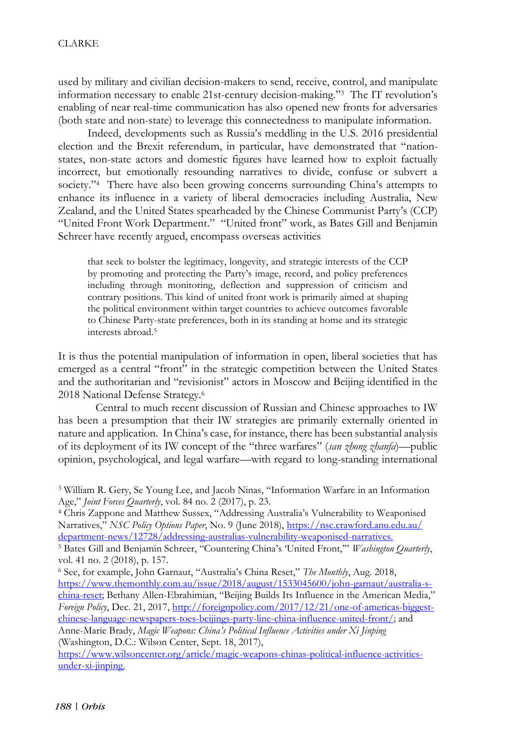used by military and civilian decision-makers to send, receive, control, and manipulate information necessary to enable 21st-century decision-making."[3] The IT revolution's enabling of near real-time communication has also opened new fronts for adversaries (both state and non-state) to leverage this connectedness to manipulate information.

Indeed, developments such as Russia's meddling in the U.S. 2016 presidential election and the Brexit referendum, in particular, have demonstrated that "nation-states, non-state actors and domestic figures have learned how to exploit factually incorrect, but emotionally resounding narratives to divide, confuse or subvert a society."[4] There have also been growing concerns surrounding China's attempts to enhance its influence in a variety of liberal democracies including Australia, New Zealand, and the United States spearheaded by the Chinese Communist Party's (CCP) "United Front Work Department." "United front" work, as Bates Gill and Benjamin Schreer have recently argued, encompass overseas activities

> that seek to bolster the legitimacy, longevity, and strategic interests of the CCP by promoting and protecting the Party's image, record, and policy preferences including through monitoring, deflection and suppression of criticism and contrary positions. This kind of united front work is primarily aimed at shaping the political environment within target countries to achieve outcomes favorable to Chinese Party-state preferences, both in its standing at home and its strategic interests abroad.[5]

It is thus the potential manipulation of information in open, liberal societies that has emerged as a central "front" in the strategic competition between the United States and the authoritarian and "revisionist" actors in Moscow and Beijing identified in the 2018 National Defense Strategy.[6]

Central to much recent discussion of Russian and Chinese approaches to IW has been a presumption that their IW strategies are primarily externally oriented in nature and application. In China's case, for instance, there has been substantial analysis of its deployment of its IW concept of the "three warfares" (*san zhong zhanfa*)—public opinion, psychological, and legal warfare—with regard to long-standing international

---

[3] William R. Gery, Se Young Lee, and Jacob Ninas, "Information Warfare in an Information Age," *Joint Forces Quarterly*, vol. 84 no. 2 (2017), p. 23.

[4] Chris Zappone and Matthew Sussex, "Addressing Australia's Vulnerability to Weaponised Narratives," *NSC Policy Options Paper*, No. 9 (June 2018), https://nsc.crawford.anu.edu.au/department-news/12728/addressing-australias-vulnerability-weaponised-narratives.

[5] Bates Gill and Benjamin Schreer, "Countering China's 'United Front,'" *Washington Quarterly*, vol. 41 no. 2 (2018), p. 157.

[6] See, for example, John Garnaut, "Australia's China Reset," *The Monthly*, Aug. 2018, https://www.themonthly.com.au/issue/2018/august/1533045600/john-garnaut/australia-s-china-reset; Bethany Allen-Ebrahimian, "Beijing Builds Its Influence in the American Media," *Foreign Policy*, Dec. 21, 2017, http://foreignpolicy.com/2017/12/21/one-of-americas-biggest-chinese-language-newspapers-toes-beijings-party-line-china-influence-united-front/; and Anne-Marie Brady, *Magic Weapons: China's Political Influence Activities under Xi Jinping* (Washington, D.C.: Wilson Center, Sept. 18, 2017), https://www.wilsoncenter.org/article/magic-weapons-chinas-political-influence-activities-under-xi-jinping.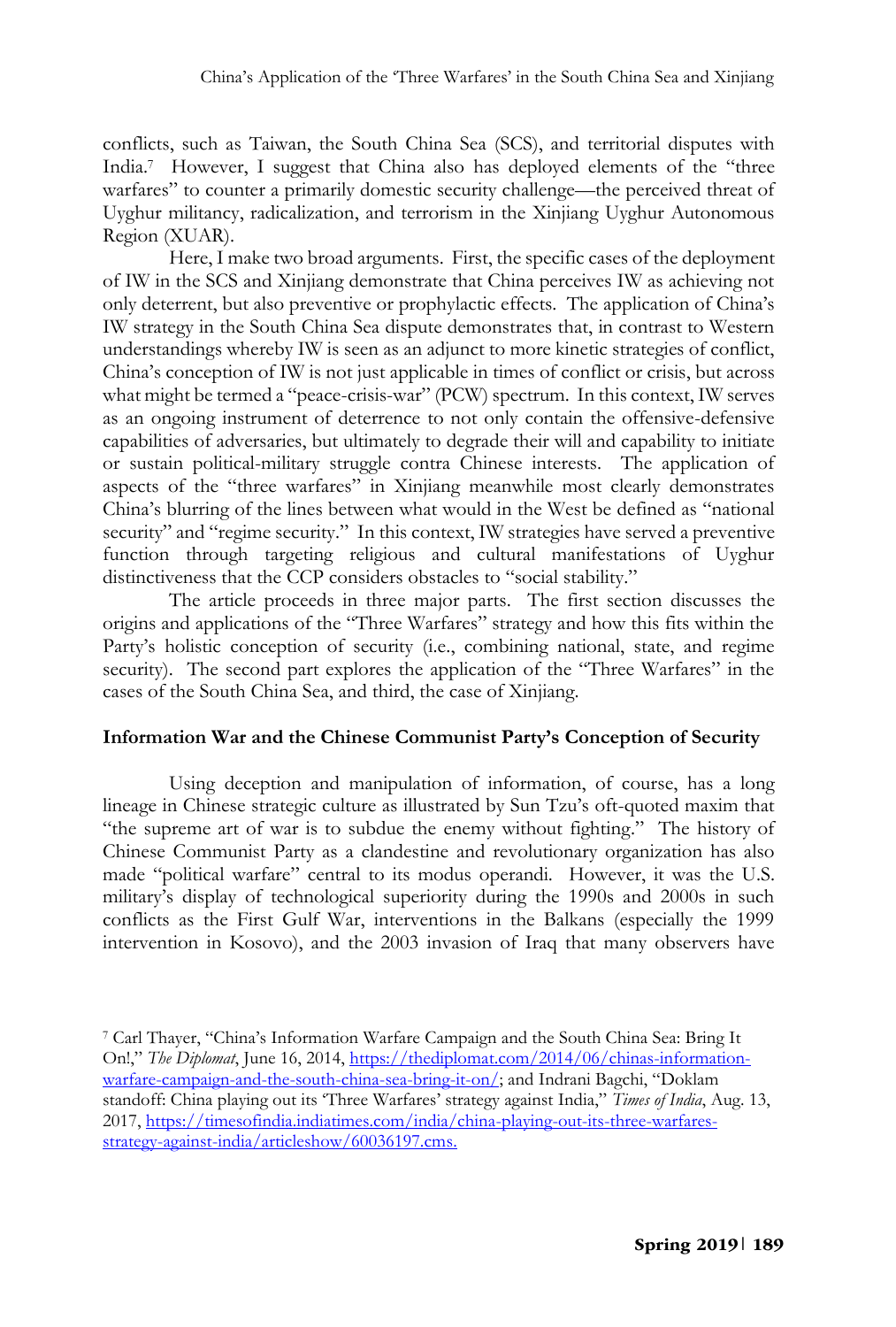conflicts, such as Taiwan, the South China Sea (SCS), and territorial disputes with India.[7] However, I suggest that China also has deployed elements of the "three warfares" to counter a primarily domestic security challenge—the perceived threat of Uyghur militancy, radicalization, and terrorism in the Xinjiang Uyghur Autonomous Region (XUAR).

Here, I make two broad arguments. First, the specific cases of the deployment of IW in the SCS and Xinjiang demonstrate that China perceives IW as achieving not only deterrent, but also preventive or prophylactic effects. The application of China's IW strategy in the South China Sea dispute demonstrates that, in contrast to Western understandings whereby IW is seen as an adjunct to more kinetic strategies of conflict, China's conception of IW is not just applicable in times of conflict or crisis, but across what might be termed a "peace-crisis-war" (PCW) spectrum. In this context, IW serves as an ongoing instrument of deterrence to not only contain the offensive-defensive capabilities of adversaries, but ultimately to degrade their will and capability to initiate or sustain political-military struggle contra Chinese interests. The application of aspects of the "three warfares" in Xinjiang meanwhile most clearly demonstrates China's blurring of the lines between what would in the West be defined as "national security" and "regime security." In this context, IW strategies have served a preventive function through targeting religious and cultural manifestations of Uyghur distinctiveness that the CCP considers obstacles to "social stability."

The article proceeds in three major parts. The first section discusses the origins and applications of the "Three Warfares" strategy and how this fits within the Party's holistic conception of security (i.e., combining national, state, and regime security). The second part explores the application of the "Three Warfares" in the cases of the South China Sea, and third, the case of Xinjiang.

## Information War and the Chinese Communist Party's Conception of Security

Using deception and manipulation of information, of course, has a long lineage in Chinese strategic culture as illustrated by Sun Tzu's oft-quoted maxim that "the supreme art of war is to subdue the enemy without fighting." The history of Chinese Communist Party as a clandestine and revolutionary organization has also made "political warfare" central to its modus operandi. However, it was the U.S. military's display of technological superiority during the 1990s and 2000s in such conflicts as the First Gulf War, interventions in the Balkans (especially the 1999 intervention in Kosovo), and the 2003 invasion of Iraq that many observers have

---

[7] Carl Thayer, "China's Information Warfare Campaign and the South China Sea: Bring It On!," *The Diplomat*, June 16, 2014, https://thediplomat.com/2014/06/chinas-information-warfare-campaign-and-the-south-china-sea-bring-it-on/; and Indrani Bagchi, "Doklam standoff: China playing out its 'Three Warfares' strategy against India," *Times of India*, Aug. 13, 2017, https://timesofindia.indiatimes.com/india/china-playing-out-its-three-warfares-strategy-against-india/articleshow/60036197.cms.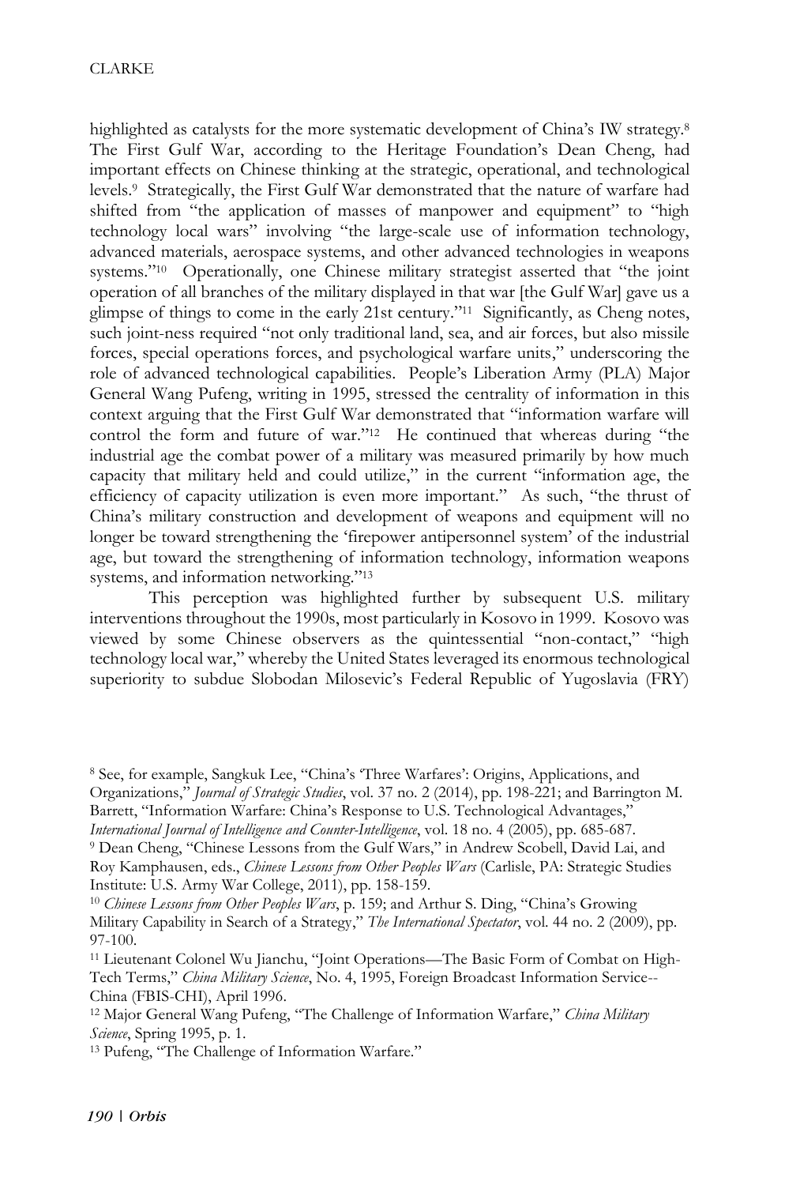highlighted as catalysts for the more systematic development of China's IW strategy.[8] The First Gulf War, according to the Heritage Foundation's Dean Cheng, had important effects on Chinese thinking at the strategic, operational, and technological levels.[9] Strategically, the First Gulf War demonstrated that the nature of warfare had shifted from "the application of masses of manpower and equipment" to "high technology local wars" involving "the large-scale use of information technology, advanced materials, aerospace systems, and other advanced technologies in weapons systems."[10] Operationally, one Chinese military strategist asserted that "the joint operation of all branches of the military displayed in that war [the Gulf War] gave us a glimpse of things to come in the early 21st century."[11] Significantly, as Cheng notes, such joint-ness required "not only traditional land, sea, and air forces, but also missile forces, special operations forces, and psychological warfare units," underscoring the role of advanced technological capabilities. People's Liberation Army (PLA) Major General Wang Pufeng, writing in 1995, stressed the centrality of information in this context arguing that the First Gulf War demonstrated that "information warfare will control the form and future of war."[12] He continued that whereas during "the industrial age the combat power of a military was measured primarily by how much capacity that military held and could utilize," in the current "information age, the efficiency of capacity utilization is even more important." As such, "the thrust of China's military construction and development of weapons and equipment will no longer be toward strengthening the 'firepower antipersonnel system' of the industrial age, but toward the strengthening of information technology, information weapons systems, and information networking."[13]

This perception was highlighted further by subsequent U.S. military interventions throughout the 1990s, most particularly in Kosovo in 1999. Kosovo was viewed by some Chinese observers as the quintessential "non-contact," "high technology local war," whereby the United States leveraged its enormous technological superiority to subdue Slobodan Milosevic's Federal Republic of Yugoslavia (FRY)

---

[8] See, for example, Sangkuk Lee, "China's 'Three Warfares': Origins, Applications, and Organizations," *Journal of Strategic Studies*, vol. 37 no. 2 (2014), pp. 198-221; and Barrington M. Barrett, "Information Warfare: China's Response to U.S. Technological Advantages," *International Journal of Intelligence and Counter-Intelligence*, vol. 18 no. 4 (2005), pp. 685-687.

[9] Dean Cheng, "Chinese Lessons from the Gulf Wars," in Andrew Scobell, David Lai, and Roy Kamphausen, eds., *Chinese Lessons from Other Peoples Wars* (Carlisle, PA: Strategic Studies Institute: U.S. Army War College, 2011), pp. 158-159.

[10] *Chinese Lessons from Other Peoples Wars*, p. 159; and Arthur S. Ding, "China's Growing Military Capability in Search of a Strategy," *The International Spectator*, vol. 44 no. 2 (2009), pp. 97-100.

[11] Lieutenant Colonel Wu Jianchu, "Joint Operations—The Basic Form of Combat on High-Tech Terms," *China Military Science*, No. 4, 1995, Foreign Broadcast Information Service--China (FBIS-CHI), April 1996.

[12] Major General Wang Pufeng, "The Challenge of Information Warfare," *China Military Science*, Spring 1995, p. 1.

[13] Pufeng, "The Challenge of Information Warfare."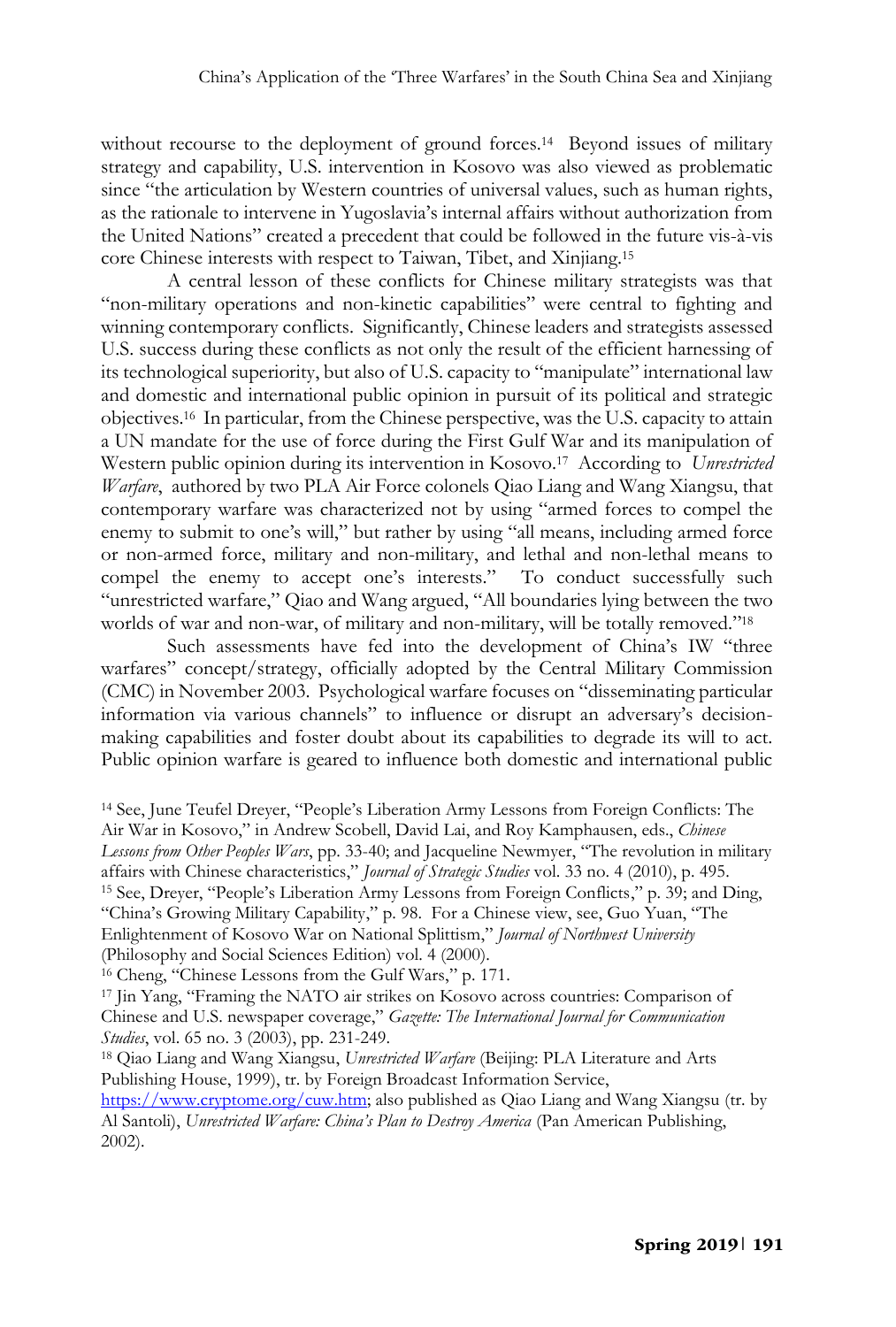without recourse to the deployment of ground forces.[14] Beyond issues of military strategy and capability, U.S. intervention in Kosovo was also viewed as problematic since "the articulation by Western countries of universal values, such as human rights, as the rationale to intervene in Yugoslavia's internal affairs without authorization from the United Nations" created a precedent that could be followed in the future vis-à-vis core Chinese interests with respect to Taiwan, Tibet, and Xinjiang.[15]

A central lesson of these conflicts for Chinese military strategists was that "non-military operations and non-kinetic capabilities" were central to fighting and winning contemporary conflicts. Significantly, Chinese leaders and strategists assessed U.S. success during these conflicts as not only the result of the efficient harnessing of its technological superiority, but also of U.S. capacity to "manipulate" international law and domestic and international public opinion in pursuit of its political and strategic objectives.[16] In particular, from the Chinese perspective, was the U.S. capacity to attain a UN mandate for the use of force during the First Gulf War and its manipulation of Western public opinion during its intervention in Kosovo.[17] According to *Unrestricted Warfare*, authored by two PLA Air Force colonels Qiao Liang and Wang Xiangsu, that contemporary warfare was characterized not by using "armed forces to compel the enemy to submit to one's will," but rather by using "all means, including armed force or non-armed force, military and non-military, and lethal and non-lethal means to compel the enemy to accept one's interests." To conduct successfully such "unrestricted warfare," Qiao and Wang argued, "All boundaries lying between the two worlds of war and non-war, of military and non-military, will be totally removed."[18]

Such assessments have fed into the development of China's IW "three warfares" concept/strategy, officially adopted by the Central Military Commission (CMC) in November 2003. Psychological warfare focuses on "disseminating particular information via various channels" to influence or disrupt an adversary's decision-making capabilities and foster doubt about its capabilities to degrade its will to act. Public opinion warfare is geared to influence both domestic and international public

[14] See, June Teufel Dreyer, "People's Liberation Army Lessons from Foreign Conflicts: The Air War in Kosovo," in Andrew Scobell, David Lai, and Roy Kamphausen, eds., *Chinese Lessons from Other Peoples Wars*, pp. 33-40; and Jacqueline Newmyer, "The revolution in military affairs with Chinese characteristics," *Journal of Strategic Studies* vol. 33 no. 4 (2010), p. 495.

[15] See, Dreyer, "People's Liberation Army Lessons from Foreign Conflicts," p. 39; and Ding, "China's Growing Military Capability," p. 98. For a Chinese view, see, Guo Yuan, "The Enlightenment of Kosovo War on National Splittism," *Journal of Northwest University* (Philosophy and Social Sciences Edition) vol. 4 (2000).

[16] Cheng, "Chinese Lessons from the Gulf Wars," p. 171.

[17] Jin Yang, "Framing the NATO air strikes on Kosovo across countries: Comparison of Chinese and U.S. newspaper coverage," *Gazette: The International Journal for Communication Studies*, vol. 65 no. 3 (2003), pp. 231-249.

[18] Qiao Liang and Wang Xiangsu, *Unrestricted Warfare* (Beijing: PLA Literature and Arts Publishing House, 1999), tr. by Foreign Broadcast Information Service, https://www.cryptome.org/cuw.htm; also published as Qiao Liang and Wang Xiangsu (tr. by Al Santoli), *Unrestricted Warfare: China's Plan to Destroy America* (Pan American Publishing, 2002).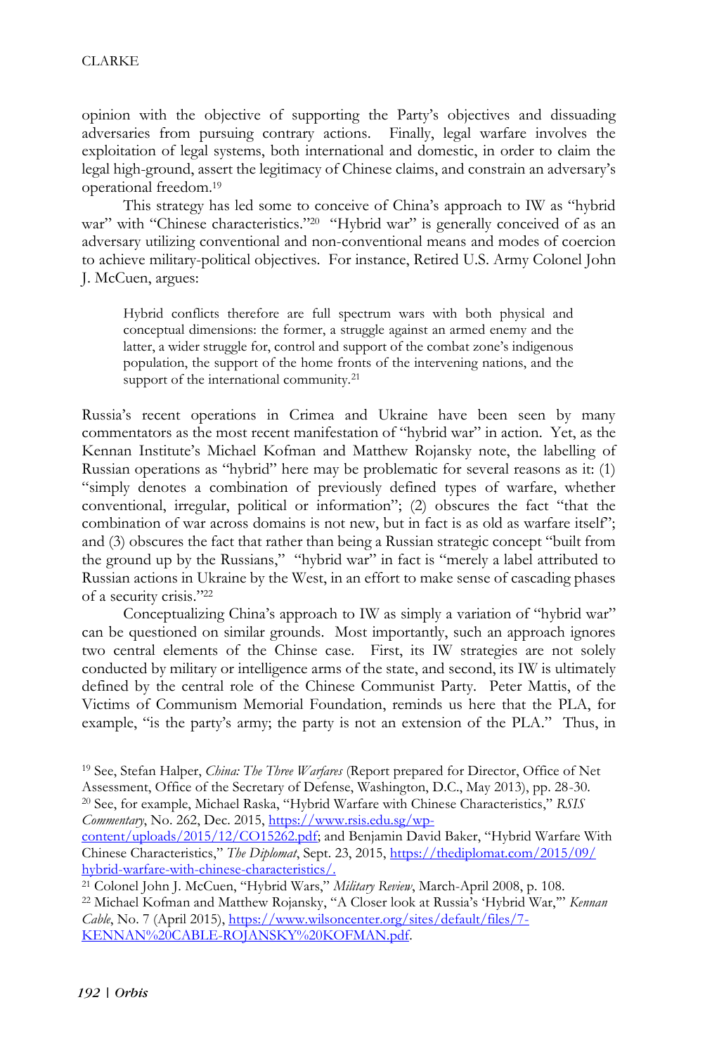opinion with the objective of supporting the Party's objectives and dissuading adversaries from pursuing contrary actions. Finally, legal warfare involves the exploitation of legal systems, both international and domestic, in order to claim the legal high-ground, assert the legitimacy of Chinese claims, and constrain an adversary's operational freedom.[19]

This strategy has led some to conceive of China's approach to IW as "hybrid war" with "Chinese characteristics."[20] "Hybrid war" is generally conceived of as an adversary utilizing conventional and non-conventional means and modes of coercion to achieve military-political objectives. For instance, Retired U.S. Army Colonel John J. McCuen, argues:

> Hybrid conflicts therefore are full spectrum wars with both physical and conceptual dimensions: the former, a struggle against an armed enemy and the latter, a wider struggle for, control and support of the combat zone's indigenous population, the support of the home fronts of the intervening nations, and the support of the international community.[21]

Russia's recent operations in Crimea and Ukraine have been seen by many commentators as the most recent manifestation of "hybrid war" in action. Yet, as the Kennan Institute's Michael Kofman and Matthew Rojansky note, the labelling of Russian operations as "hybrid" here may be problematic for several reasons as it: (1) "simply denotes a combination of previously defined types of warfare, whether conventional, irregular, political or information"; (2) obscures the fact "that the combination of war across domains is not new, but in fact is as old as warfare itself"; and (3) obscures the fact that rather than being a Russian strategic concept "built from the ground up by the Russians," "hybrid war" in fact is "merely a label attributed to Russian actions in Ukraine by the West, in an effort to make sense of cascading phases of a security crisis."[22]

Conceptualizing China's approach to IW as simply a variation of "hybrid war" can be questioned on similar grounds. Most importantly, such an approach ignores two central elements of the Chinse case. First, its IW strategies are not solely conducted by military or intelligence arms of the state, and second, its IW is ultimately defined by the central role of the Chinese Communist Party. Peter Mattis, of the Victims of Communism Memorial Foundation, reminds us here that the PLA, for example, "is the party's army; the party is not an extension of the PLA." Thus, in

---

[19] See, Stefan Halper, *China: The Three Warfares* (Report prepared for Director, Office of Net Assessment, Office of the Secretary of Defense, Washington, D.C., May 2013), pp. 28-30.

[20] See, for example, Michael Raska, "Hybrid Warfare with Chinese Characteristics," *RSIS Commentary*, No. 262, Dec. 2015, https://www.rsis.edu.sg/wp-content/uploads/2015/12/CO15262.pdf; and Benjamin David Baker, "Hybrid Warfare With Chinese Characteristics," *The Diplomat*, Sept. 23, 2015, https://thediplomat.com/2015/09/hybrid-warfare-with-chinese-characteristics/.

[21] Colonel John J. McCuen, "Hybrid Wars," *Military Review*, March-April 2008, p. 108.

[22] Michael Kofman and Matthew Rojansky, "A Closer look at Russia's 'Hybrid War,'" *Kennan Cable*, No. 7 (April 2015), https://www.wilsoncenter.org/sites/default/files/7-KENNAN%20CABLE-ROJANSKY%20KOFMAN.pdf.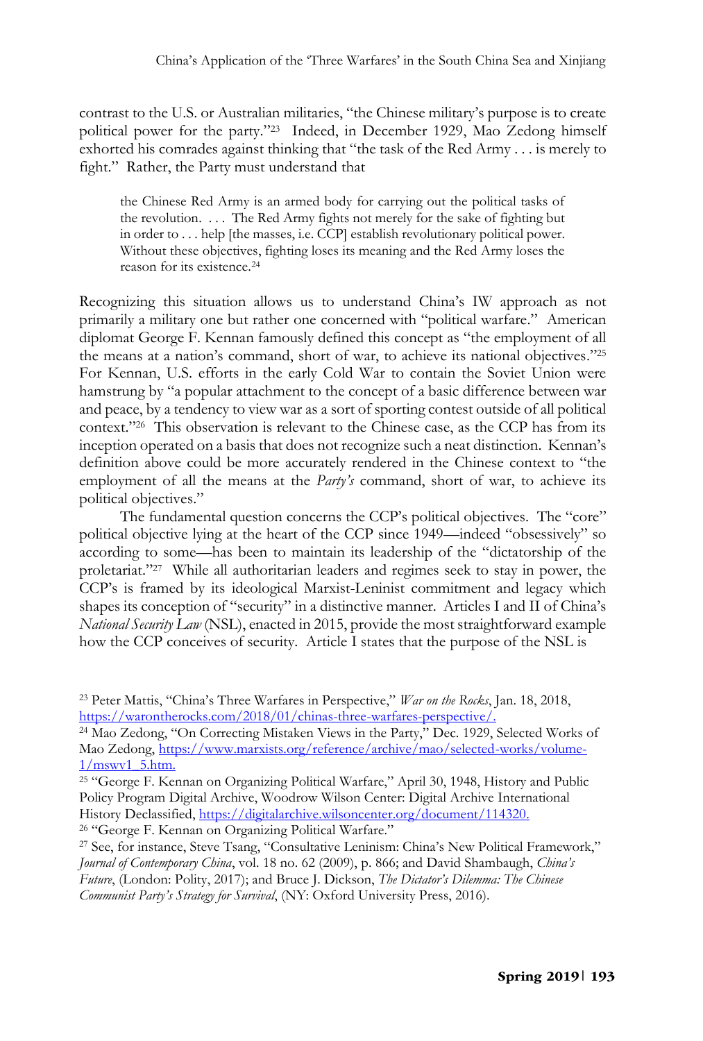contrast to the U.S. or Australian militaries, "the Chinese military's purpose is to create political power for the party."[23] Indeed, in December 1929, Mao Zedong himself exhorted his comrades against thinking that "the task of the Red Army . . . is merely to fight." Rather, the Party must understand that

> the Chinese Red Army is an armed body for carrying out the political tasks of the revolution. . . . The Red Army fights not merely for the sake of fighting but in order to . . . help [the masses, i.e. CCP] establish revolutionary political power. Without these objectives, fighting loses its meaning and the Red Army loses the reason for its existence.[24]

Recognizing this situation allows us to understand China's IW approach as not primarily a military one but rather one concerned with "political warfare." American diplomat George F. Kennan famously defined this concept as "the employment of all the means at a nation's command, short of war, to achieve its national objectives."[25] For Kennan, U.S. efforts in the early Cold War to contain the Soviet Union were hamstrung by "a popular attachment to the concept of a basic difference between war and peace, by a tendency to view war as a sort of sporting contest outside of all political context."[26] This observation is relevant to the Chinese case, as the CCP has from its inception operated on a basis that does not recognize such a neat distinction. Kennan's definition above could be more accurately rendered in the Chinese context to "the employment of all the means at the *Party's* command, short of war, to achieve its political objectives."

The fundamental question concerns the CCP's political objectives. The "core" political objective lying at the heart of the CCP since 1949—indeed "obsessively" so according to some—has been to maintain its leadership of the "dictatorship of the proletariat."[27] While all authoritarian leaders and regimes seek to stay in power, the CCP's is framed by its ideological Marxist-Leninist commitment and legacy which shapes its conception of "security" in a distinctive manner. Articles I and II of China's *National Security Law* (NSL), enacted in 2015, provide the most straightforward example how the CCP conceives of security. Article I states that the purpose of the NSL is

---

[23] Peter Mattis, "China's Three Warfares in Perspective," *War on the Rocks*, Jan. 18, 2018, https://warontherocks.com/2018/01/chinas-three-warfares-perspective/.

[24] Mao Zedong, "On Correcting Mistaken Views in the Party," Dec. 1929, Selected Works of Mao Zedong, https://www.marxists.org/reference/archive/mao/selected-works/volume-1/mswv1_5.htm.

[25] "George F. Kennan on Organizing Political Warfare," April 30, 1948, History and Public Policy Program Digital Archive, Woodrow Wilson Center: Digital Archive International History Declassified, https://digitalarchive.wilsoncenter.org/document/114320.

[26] "George F. Kennan on Organizing Political Warfare."

[27] See, for instance, Steve Tsang, "Consultative Leninism: China's New Political Framework," *Journal of Contemporary China*, vol. 18 no. 62 (2009), p. 866; and David Shambaugh, *China's Future*, (London: Polity, 2017); and Bruce J. Dickson, *The Dictator's Dilemma: The Chinese Communist Party's Strategy for Survival*, (NY: Oxford University Press, 2016).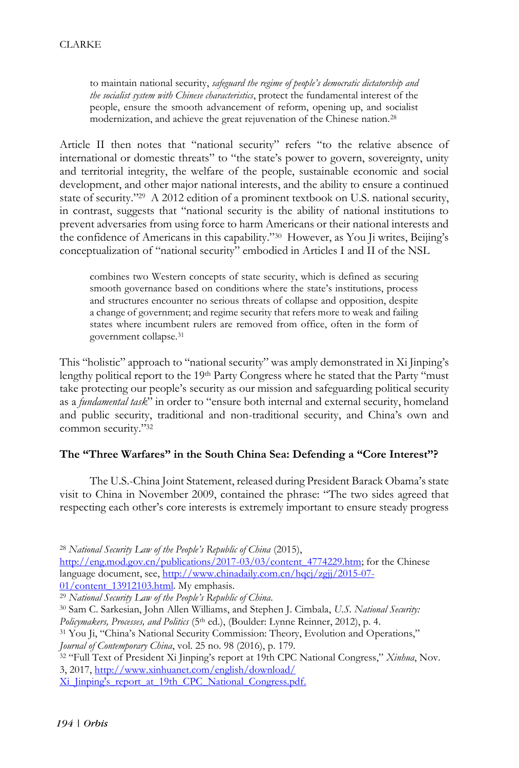> to maintain national security, *safeguard the regime of people's democratic dictatorship and the socialist system with Chinese characteristics*, protect the fundamental interest of the people, ensure the smooth advancement of reform, opening up, and socialist modernization, and achieve the great rejuvenation of the Chinese nation.[28]

Article II then notes that "national security" refers "to the relative absence of international or domestic threats" to "the state's power to govern, sovereignty, unity and territorial integrity, the welfare of the people, sustainable economic and social development, and other major national interests, and the ability to ensure a continued state of security."[29] A 2012 edition of a prominent textbook on U.S. national security, in contrast, suggests that "national security is the ability of national institutions to prevent adversaries from using force to harm Americans or their national interests and the confidence of Americans in this capability."[30] However, as You Ji writes, Beijing's conceptualization of "national security" embodied in Articles I and II of the NSL

> combines two Western concepts of state security, which is defined as securing smooth governance based on conditions where the state's institutions, process and structures encounter no serious threats of collapse and opposition, despite a change of government; and regime security that refers more to weak and failing states where incumbent rulers are removed from office, often in the form of government collapse.[31]

This "holistic" approach to "national security" was amply demonstrated in Xi Jinping's lengthy political report to the 19th Party Congress where he stated that the Party "must take protecting our people's security as our mission and safeguarding political security as a *fundamental task*" in order to "ensure both internal and external security, homeland and public security, traditional and non-traditional security, and China's own and common security."[32]

## The "Three Warfares" in the South China Sea: Defending a "Core Interest"?

The U.S.-China Joint Statement, released during President Barack Obama's state visit to China in November 2009, contained the phrase: "The two sides agreed that respecting each other's core interests is extremely important to ensure steady progress

---

[28] *National Security Law of the People's Republic of China* (2015), http://eng.mod.gov.cn/publications/2017-03/03/content_4774229.htm; for the Chinese language document, see, http://www.chinadaily.com.cn/hqcj/zgjj/2015-07-01/content_13912103.html. My emphasis.

[29] *National Security Law of the People's Republic of China*.

[30] Sam C. Sarkesian, John Allen Williams, and Stephen J. Cimbala, *U.S. National Security: Policymakers, Processes, and Politics* (5th ed.), (Boulder: Lynne Reinner, 2012), p. 4.

[31] You Ji, "China's National Security Commission: Theory, Evolution and Operations," *Journal of Contemporary China*, vol. 25 no. 98 (2016), p. 179.

[32] "Full Text of President Xi Jinping's report at 19th CPC National Congress," *Xinhua*, Nov. 3, 2017, http://www.xinhuanet.com/english/download/Xi_Jinping's_report_at_19th_CPC_National_Congress.pdf.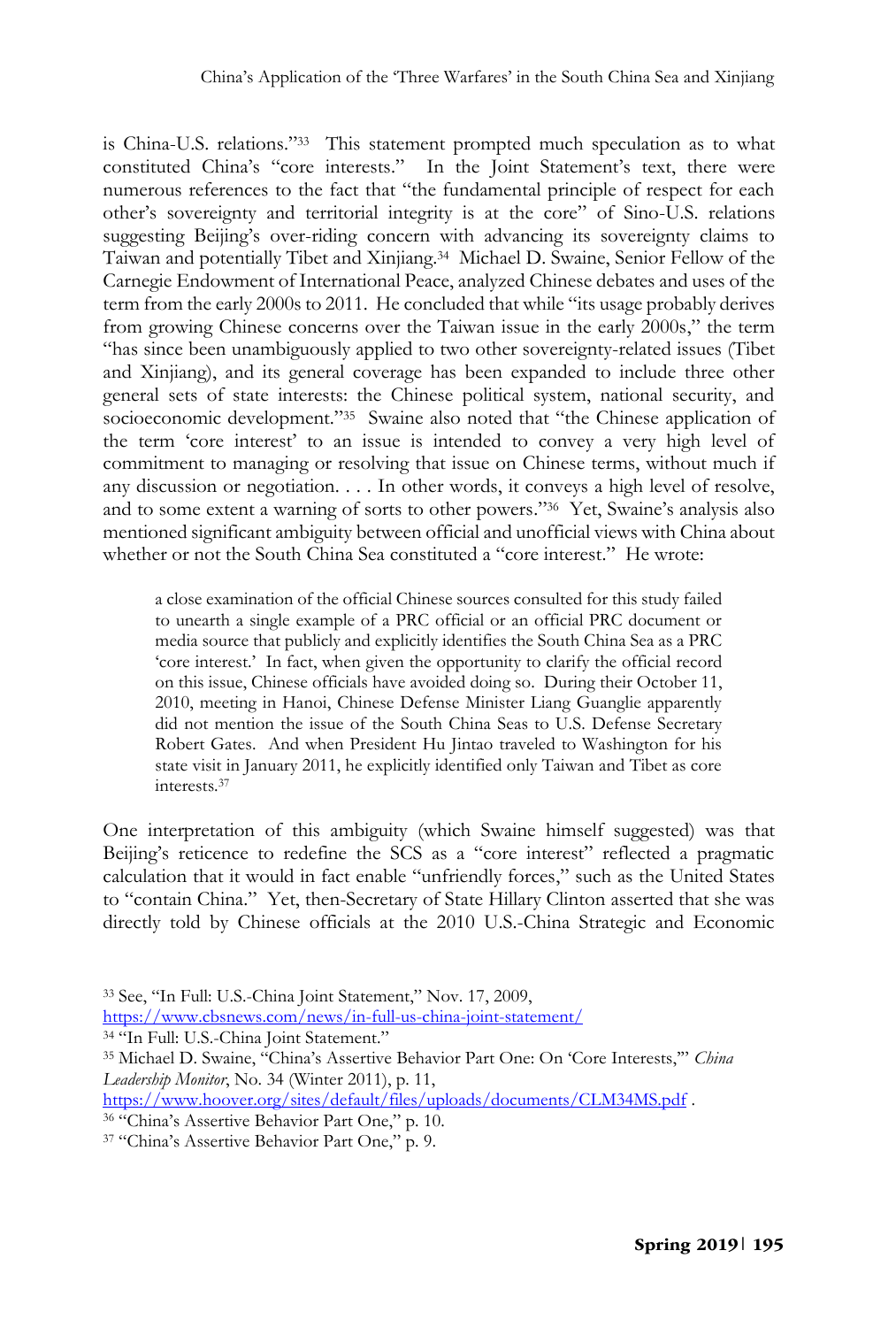is China-U.S. relations."[33] This statement prompted much speculation as to what constituted China's "core interests." In the Joint Statement's text, there were numerous references to the fact that "the fundamental principle of respect for each other's sovereignty and territorial integrity is at the core" of Sino-U.S. relations suggesting Beijing's over-riding concern with advancing its sovereignty claims to Taiwan and potentially Tibet and Xinjiang.[34] Michael D. Swaine, Senior Fellow of the Carnegie Endowment of International Peace, analyzed Chinese debates and uses of the term from the early 2000s to 2011. He concluded that while "its usage probably derives from growing Chinese concerns over the Taiwan issue in the early 2000s," the term "has since been unambiguously applied to two other sovereignty-related issues (Tibet and Xinjiang), and its general coverage has been expanded to include three other general sets of state interests: the Chinese political system, national security, and socioeconomic development."[35] Swaine also noted that "the Chinese application of the term 'core interest' to an issue is intended to convey a very high level of commitment to managing or resolving that issue on Chinese terms, without much if any discussion or negotiation. . . . In other words, it conveys a high level of resolve, and to some extent a warning of sorts to other powers."[36] Yet, Swaine's analysis also mentioned significant ambiguity between official and unofficial views with China about whether or not the South China Sea constituted a "core interest." He wrote:

> a close examination of the official Chinese sources consulted for this study failed to unearth a single example of a PRC official or an official PRC document or media source that publicly and explicitly identifies the South China Sea as a PRC 'core interest.' In fact, when given the opportunity to clarify the official record on this issue, Chinese officials have avoided doing so. During their October 11, 2010, meeting in Hanoi, Chinese Defense Minister Liang Guanglie apparently did not mention the issue of the South China Seas to U.S. Defense Secretary Robert Gates. And when President Hu Jintao traveled to Washington for his state visit in January 2011, he explicitly identified only Taiwan and Tibet as core interests.[37]

One interpretation of this ambiguity (which Swaine himself suggested) was that Beijing's reticence to redefine the SCS as a "core interest" reflected a pragmatic calculation that it would in fact enable "unfriendly forces," such as the United States to "contain China." Yet, then-Secretary of State Hillary Clinton asserted that she was directly told by Chinese officials at the 2010 U.S.-China Strategic and Economic

---

[33] See, "In Full: U.S.-China Joint Statement," Nov. 17, 2009, https://www.cbsnews.com/news/in-full-us-china-joint-statement/

[34] "In Full: U.S.-China Joint Statement."

[35] Michael D. Swaine, "China's Assertive Behavior Part One: On 'Core Interests,'" *China Leadership Monitor*, No. 34 (Winter 2011), p. 11, https://www.hoover.org/sites/default/files/uploads/documents/CLM34MS.pdf .

[36] "China's Assertive Behavior Part One," p. 10.

[37] "China's Assertive Behavior Part One," p. 9.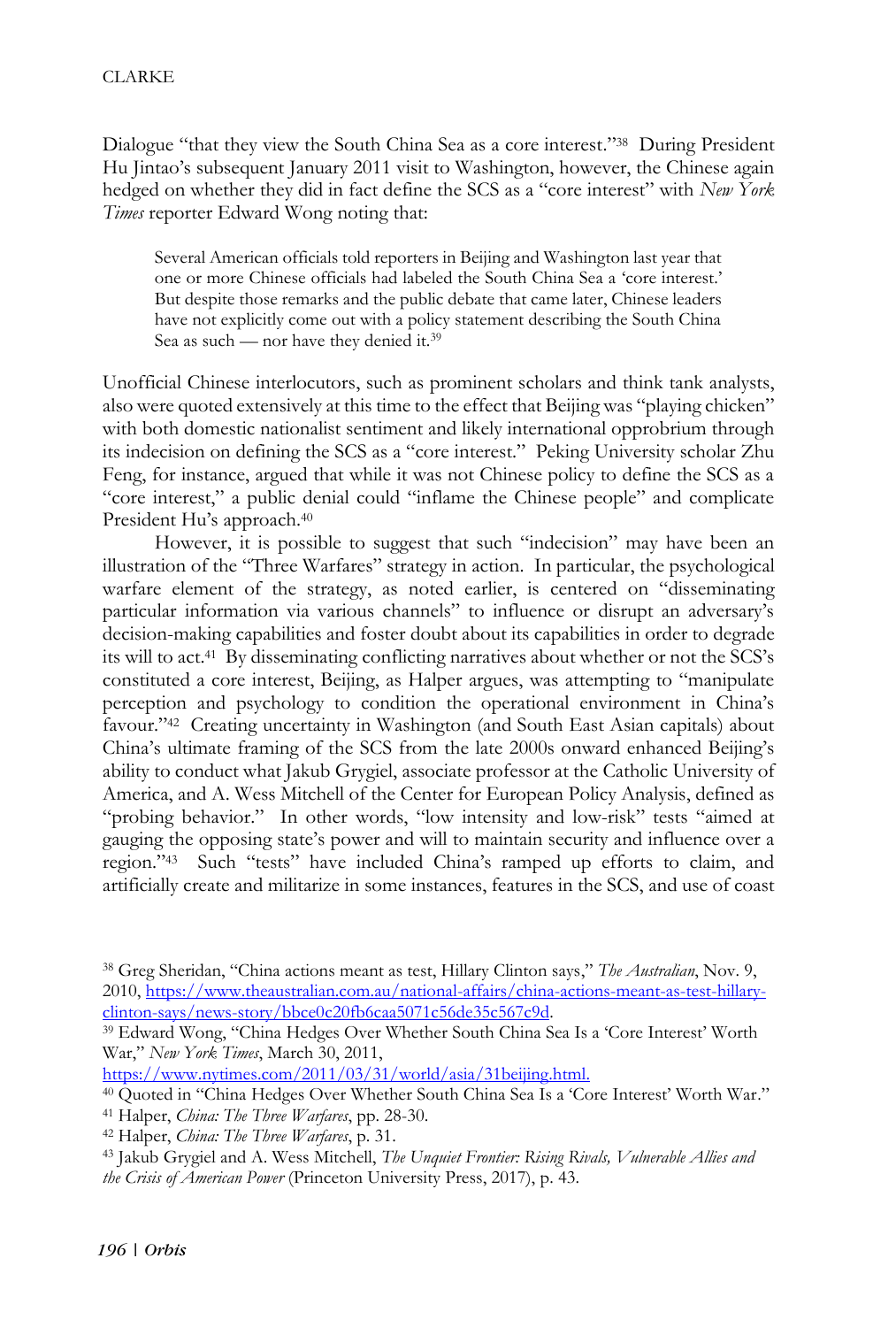Dialogue "that they view the South China Sea as a core interest."[38] During President Hu Jintao's subsequent January 2011 visit to Washington, however, the Chinese again hedged on whether they did in fact define the SCS as a "core interest" with *New York Times* reporter Edward Wong noting that:

> Several American officials told reporters in Beijing and Washington last year that one or more Chinese officials had labeled the South China Sea a 'core interest.' But despite those remarks and the public debate that came later, Chinese leaders have not explicitly come out with a policy statement describing the South China Sea as such — nor have they denied it.[39]

Unofficial Chinese interlocutors, such as prominent scholars and think tank analysts, also were quoted extensively at this time to the effect that Beijing was "playing chicken" with both domestic nationalist sentiment and likely international opprobrium through its indecision on defining the SCS as a "core interest." Peking University scholar Zhu Feng, for instance, argued that while it was not Chinese policy to define the SCS as a "core interest," a public denial could "inflame the Chinese people" and complicate President Hu's approach.[40]

However, it is possible to suggest that such "indecision" may have been an illustration of the "Three Warfares" strategy in action. In particular, the psychological warfare element of the strategy, as noted earlier, is centered on "disseminating particular information via various channels" to influence or disrupt an adversary's decision-making capabilities and foster doubt about its capabilities in order to degrade its will to act.[41] By disseminating conflicting narratives about whether or not the SCS's constituted a core interest, Beijing, as Halper argues, was attempting to "manipulate perception and psychology to condition the operational environment in China's favour."[42] Creating uncertainty in Washington (and South East Asian capitals) about China's ultimate framing of the SCS from the late 2000s onward enhanced Beijing's ability to conduct what Jakub Grygiel, associate professor at the Catholic University of America, and A. Wess Mitchell of the Center for European Policy Analysis, defined as "probing behavior." In other words, "low intensity and low-risk" tests "aimed at gauging the opposing state's power and will to maintain security and influence over a region."[43] Such "tests" have included China's ramped up efforts to claim, and artificially create and militarize in some instances, features in the SCS, and use of coast

[38] Greg Sheridan, "China actions meant as test, Hillary Clinton says," *The Australian*, Nov. 9, 2010, https://www.theaustralian.com.au/national-affairs/china-actions-meant-as-test-hillary-clinton-says/news-story/bbce0c20fb6caa5071c56de35c567c9d.

[39] Edward Wong, "China Hedges Over Whether South China Sea Is a 'Core Interest' Worth War," *New York Times*, March 30, 2011, https://www.nytimes.com/2011/03/31/world/asia/31beijing.html.

[40] Quoted in "China Hedges Over Whether South China Sea Is a 'Core Interest' Worth War."

[41] Halper, *China: The Three Warfares*, pp. 28-30.

[42] Halper, *China: The Three Warfares*, p. 31.

[43] Jakub Grygiel and A. Wess Mitchell, *The Unquiet Frontier: Rising Rivals, Vulnerable Allies and the Crisis of American Power* (Princeton University Press, 2017), p. 43.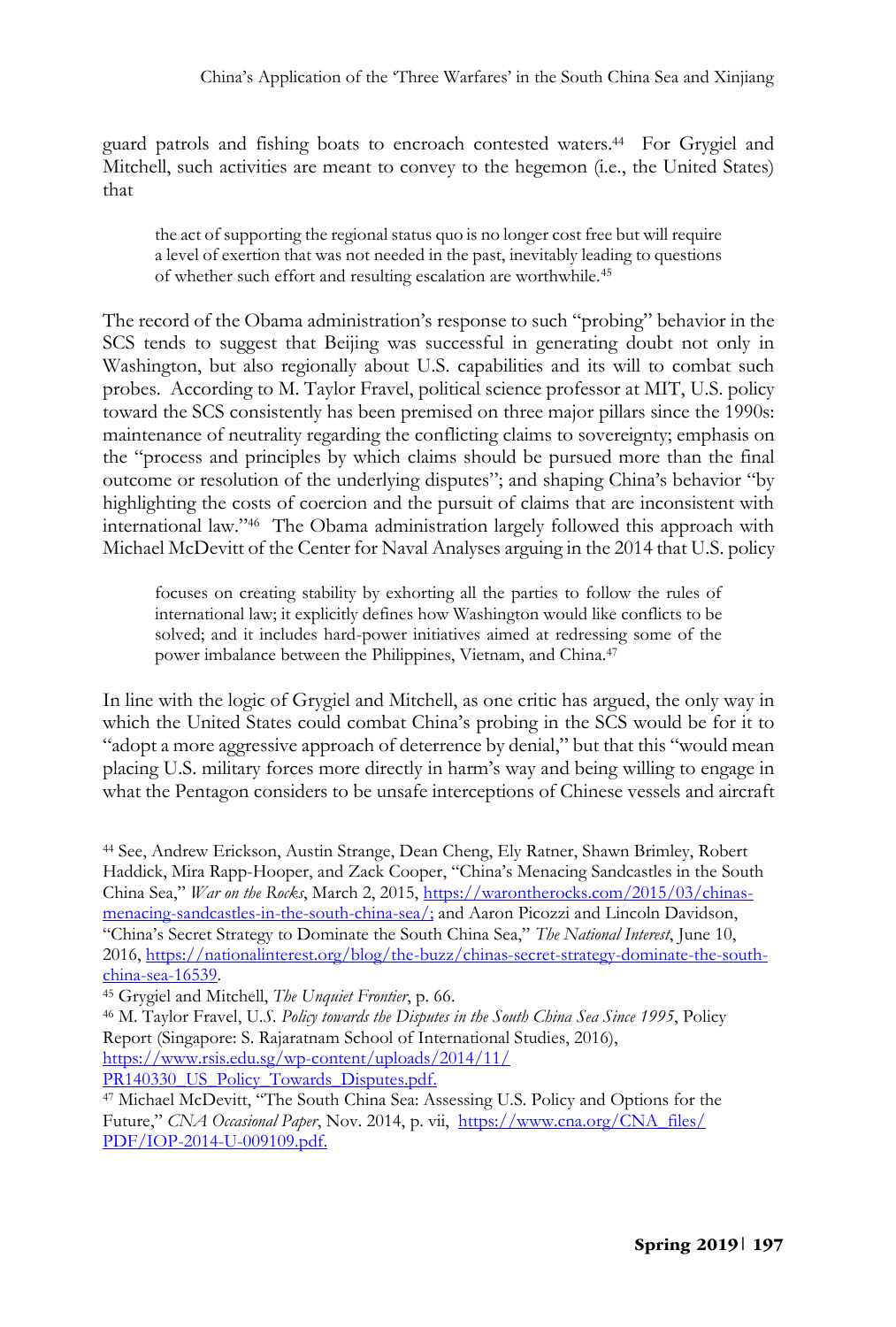guard patrols and fishing boats to encroach contested waters.[44] For Grygiel and Mitchell, such activities are meant to convey to the hegemon (i.e., the United States) that

> the act of supporting the regional status quo is no longer cost free but will require a level of exertion that was not needed in the past, inevitably leading to questions of whether such effort and resulting escalation are worthwhile.[45]

The record of the Obama administration's response to such "probing" behavior in the SCS tends to suggest that Beijing was successful in generating doubt not only in Washington, but also regionally about U.S. capabilities and its will to combat such probes. According to M. Taylor Fravel, political science professor at MIT, U.S. policy toward the SCS consistently has been premised on three major pillars since the 1990s: maintenance of neutrality regarding the conflicting claims to sovereignty; emphasis on the "process and principles by which claims should be pursued more than the final outcome or resolution of the underlying disputes"; and shaping China's behavior "by highlighting the costs of coercion and the pursuit of claims that are inconsistent with international law."[46] The Obama administration largely followed this approach with Michael McDevitt of the Center for Naval Analyses arguing in the 2014 that U.S. policy

> focuses on creating stability by exhorting all the parties to follow the rules of international law; it explicitly defines how Washington would like conflicts to be solved; and it includes hard-power initiatives aimed at redressing some of the power imbalance between the Philippines, Vietnam, and China.[47]

In line with the logic of Grygiel and Mitchell, as one critic has argued, the only way in which the United States could combat China's probing in the SCS would be for it to "adopt a more aggressive approach of deterrence by denial," but that this "would mean placing U.S. military forces more directly in harm's way and being willing to engage in what the Pentagon considers to be unsafe interceptions of Chinese vessels and aircraft

---

[44] See, Andrew Erickson, Austin Strange, Dean Cheng, Ely Ratner, Shawn Brimley, Robert Haddick, Mira Rapp-Hooper, and Zack Cooper, "China's Menacing Sandcastles in the South China Sea," *War on the Rocks*, March 2, 2015, https://warontherocks.com/2015/03/chinas-menacing-sandcastles-in-the-south-china-sea/; and Aaron Picozzi and Lincoln Davidson, "China's Secret Strategy to Dominate the South China Sea," *The National Interest*, June 10, 2016, https://nationalinterest.org/blog/the-buzz/chinas-secret-strategy-dominate-the-south-china-sea-16539.

[45] Grygiel and Mitchell, *The Unquiet Frontier*, p. 66.

[46] M. Taylor Fravel, *U.S. Policy towards the Disputes in the South China Sea Since 1995*, Policy Report (Singapore: S. Rajaratnam School of International Studies, 2016), https://www.rsis.edu.sg/wp-content/uploads/2014/11/PR140330_US_Policy_Towards_Disputes.pdf.

[47] Michael McDevitt, "The South China Sea: Assessing U.S. Policy and Options for the Future," *CNA Occasional Paper*, Nov. 2014, p. vii, https://www.cna.org/CNA_files/PDF/IOP-2014-U-009109.pdf.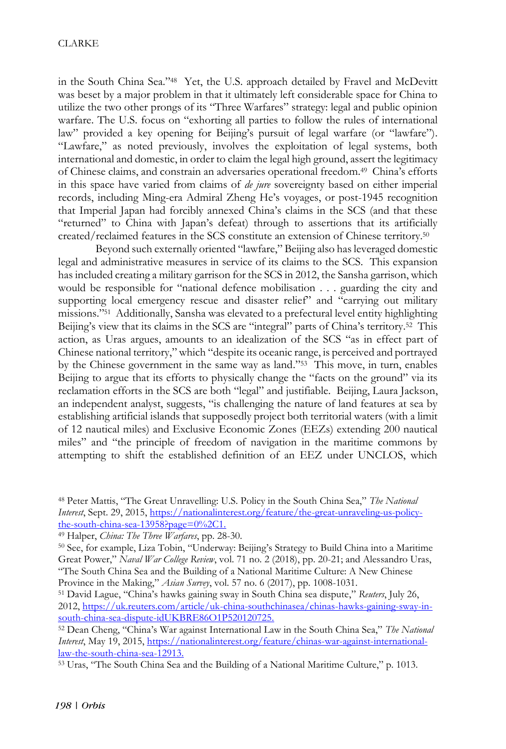in the South China Sea."[48] Yet, the U.S. approach detailed by Fravel and McDevitt was beset by a major problem in that it ultimately left considerable space for China to utilize the two other prongs of its "Three Warfares" strategy: legal and public opinion warfare. The U.S. focus on "exhorting all parties to follow the rules of international law" provided a key opening for Beijing's pursuit of legal warfare (or "lawfare"). "Lawfare," as noted previously, involves the exploitation of legal systems, both international and domestic, in order to claim the legal high ground, assert the legitimacy of Chinese claims, and constrain an adversaries operational freedom.[49] China's efforts in this space have varied from claims of *de jure* sovereignty based on either imperial records, including Ming-era Admiral Zheng He's voyages, or post-1945 recognition that Imperial Japan had forcibly annexed China's claims in the SCS (and that these "returned" to China with Japan's defeat) through to assertions that its artificially created/reclaimed features in the SCS constitute an extension of Chinese territory.[50]

Beyond such externally oriented "lawfare," Beijing also has leveraged domestic legal and administrative measures in service of its claims to the SCS. This expansion has included creating a military garrison for the SCS in 2012, the Sansha garrison, which would be responsible for "national defence mobilisation . . . guarding the city and supporting local emergency rescue and disaster relief" and "carrying out military missions."[51] Additionally, Sansha was elevated to a prefectural level entity highlighting Beijing's view that its claims in the SCS are "integral" parts of China's territory.[52] This action, as Uras argues, amounts to an idealization of the SCS "as in effect part of Chinese national territory," which "despite its oceanic range, is perceived and portrayed by the Chinese government in the same way as land."[53] This move, in turn, enables Beijing to argue that its efforts to physically change the "facts on the ground" via its reclamation efforts in the SCS are both "legal" and justifiable. Beijing, Laura Jackson, an independent analyst, suggests, "is challenging the nature of land features at sea by establishing artificial islands that supposedly project both territorial waters (with a limit of 12 nautical miles) and Exclusive Economic Zones (EEZs) extending 200 nautical miles" and "the principle of freedom of navigation in the maritime commons by attempting to shift the established definition of an EEZ under UNCLOS, which

---

[48] Peter Mattis, "The Great Unravelling: U.S. Policy in the South China Sea," *The National Interest*, Sept. 29, 2015, https://nationalinterest.org/feature/the-great-unraveling-us-policy-the-south-china-sea-13958?page=0%2C1.

[49] Halper, *China: The Three Warfares*, pp. 28-30.

[50] See, for example, Liza Tobin, "Underway: Beijing's Strategy to Build China into a Maritime Great Power," *Naval War College Review*, vol. 71 no. 2 (2018), pp. 20-21; and Alessandro Uras, "The South China Sea and the Building of a National Maritime Culture: A New Chinese Province in the Making," *Asian Survey*, vol. 57 no. 6 (2017), pp. 1008-1031.

[51] David Lague, "China's hawks gaining sway in South China sea dispute," *Reuters*, July 26, 2012, https://uk.reuters.com/article/uk-china-southchinasea/chinas-hawks-gaining-sway-in-south-china-sea-dispute-idUKBRE86O1P520120725.

[52] Dean Cheng, "China's War against International Law in the South China Sea," *The National Interest*, May 19, 2015, https://nationalinterest.org/feature/chinas-war-against-international-law-the-south-china-sea-12913.

[53] Uras, "The South China Sea and the Building of a National Maritime Culture," p. 1013.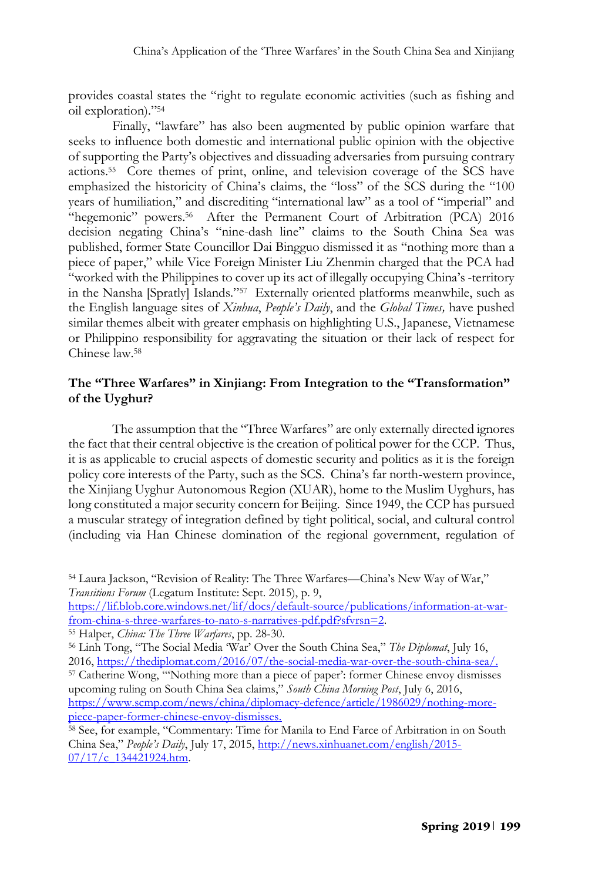provides coastal states the "right to regulate economic activities (such as fishing and oil exploration)."[54]

Finally, "lawfare" has also been augmented by public opinion warfare that seeks to influence both domestic and international public opinion with the objective of supporting the Party's objectives and dissuading adversaries from pursuing contrary actions.[55] Core themes of print, online, and television coverage of the SCS have emphasized the historicity of China's claims, the "loss" of the SCS during the "100 years of humiliation," and discrediting "international law" as a tool of "imperial" and "hegemonic" powers.[56] After the Permanent Court of Arbitration (PCA) 2016 decision negating China's "nine-dash line" claims to the South China Sea was published, former State Councillor Dai Bingguo dismissed it as "nothing more than a piece of paper," while Vice Foreign Minister Liu Zhenmin charged that the PCA had "worked with the Philippines to cover up its act of illegally occupying China's -territory in the Nansha [Spratly] Islands."[57] Externally oriented platforms meanwhile, such as the English language sites of *Xinhua*, *People's Daily*, and the *Global Times,* have pushed similar themes albeit with greater emphasis on highlighting U.S., Japanese, Vietnamese or Philippino responsibility for aggravating the situation or their lack of respect for Chinese law.[58]

## The "Three Warfares" in Xinjiang: From Integration to the "Transformation" of the Uyghur?

The assumption that the "Three Warfares" are only externally directed ignores the fact that their central objective is the creation of political power for the CCP. Thus, it is as applicable to crucial aspects of domestic security and politics as it is the foreign policy core interests of the Party, such as the SCS. China's far north-western province, the Xinjiang Uyghur Autonomous Region (XUAR), home to the Muslim Uyghurs, has long constituted a major security concern for Beijing. Since 1949, the CCP has pursued a muscular strategy of integration defined by tight political, social, and cultural control (including via Han Chinese domination of the regional government, regulation of

---

[54] Laura Jackson, "Revision of Reality: The Three Warfares—China's New Way of War," *Transitions Forum* (Legatum Institute: Sept. 2015), p. 9, https://lif.blob.core.windows.net/lif/docs/default-source/publications/information-at-war-from-china-s-three-warfares-to-nato-s-narratives-pdf.pdf?sfvrsn=2.

[55] Halper, *China: The Three Warfares*, pp. 28-30.

[56] Linh Tong, "The Social Media 'War' Over the South China Sea," *The Diplomat*, July 16, 2016, https://thediplomat.com/2016/07/the-social-media-war-over-the-south-china-sea/.

[57] Catherine Wong, "'Nothing more than a piece of paper': former Chinese envoy dismisses upcoming ruling on South China Sea claims," *South China Morning Post*, July 6, 2016, https://www.scmp.com/news/china/diplomacy-defence/article/1986029/nothing-more-piece-paper-former-chinese-envoy-dismisses.

[58] See, for example, "Commentary: Time for Manila to End Farce of Arbitration in on South China Sea," *People's Daily*, July 17, 2015, http://news.xinhuanet.com/english/2015-07/17/c_134421924.htm.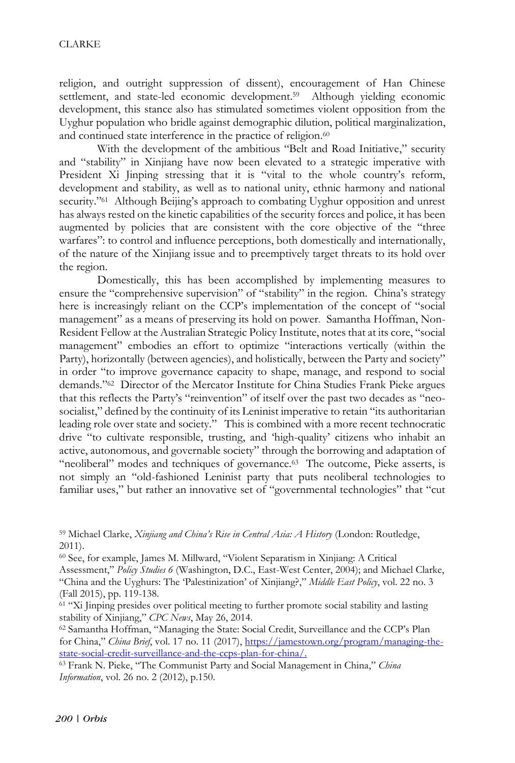religion, and outright suppression of dissent), encouragement of Han Chinese settlement, and state-led economic development.[59] Although yielding economic development, this stance also has stimulated sometimes violent opposition from the Uyghur population who bridle against demographic dilution, political marginalization, and continued state interference in the practice of religion.[60]

With the development of the ambitious "Belt and Road Initiative," security and "stability" in Xinjiang have now been elevated to a strategic imperative with President Xi Jinping stressing that it is "vital to the whole country's reform, development and stability, as well as to national unity, ethnic harmony and national security."[61] Although Beijing's approach to combating Uyghur opposition and unrest has always rested on the kinetic capabilities of the security forces and police, it has been augmented by policies that are consistent with the core objective of the "three warfares": to control and influence perceptions, both domestically and internationally, of the nature of the Xinjiang issue and to preemptively target threats to its hold over the region.

Domestically, this has been accomplished by implementing measures to ensure the "comprehensive supervision" of "stability" in the region. China's strategy here is increasingly reliant on the CCP's implementation of the concept of "social management" as a means of preserving its hold on power. Samantha Hoffman, Non-Resident Fellow at the Australian Strategic Policy Institute, notes that at its core, "social management" embodies an effort to optimize "interactions vertically (within the Party), horizontally (between agencies), and holistically, between the Party and society" in order "to improve governance capacity to shape, manage, and respond to social demands."[62] Director of the Mercator Institute for China Studies Frank Pieke argues that this reflects the Party's "reinvention" of itself over the past two decades as "neo-socialist," defined by the continuity of its Leninist imperative to retain "its authoritarian leading role over state and society." This is combined with a more recent technocratic drive "to cultivate responsible, trusting, and 'high-quality' citizens who inhabit an active, autonomous, and governable society" through the borrowing and adaptation of "neoliberal" modes and techniques of governance.[63] The outcome, Pieke asserts, is not simply an "old-fashioned Leninist party that puts neoliberal technologies to familiar uses," but rather an innovative set of "governmental technologies" that "cut

---

[59] Michael Clarke, *Xinjiang and China's Rise in Central Asia: A History* (London: Routledge, 2011).

[60] See, for example, James M. Millward, "Violent Separatism in Xinjiang: A Critical Assessment," *Policy Studies 6* (Washington, D.C., East-West Center, 2004); and Michael Clarke, "China and the Uyghurs: The 'Palestinization' of Xinjiang?," *Middle East Policy*, vol. 22 no. 3 (Fall 2015), pp. 119-138.

[61] "Xi Jinping presides over political meeting to further promote social stability and lasting stability of Xinjiang," *CPC News*, May 26, 2014.

[62] Samantha Hoffman, "Managing the State: Social Credit, Surveillance and the CCP's Plan for China," *China Brief*, vol. 17 no. 11 (2017), https://jamestown.org/program/managing-the-state-social-credit-surveillance-and-the-ccps-plan-for-china/.

[63] Frank N. Pieke, "The Communist Party and Social Management in China," *China Information*, vol. 26 no. 2 (2012), p.150.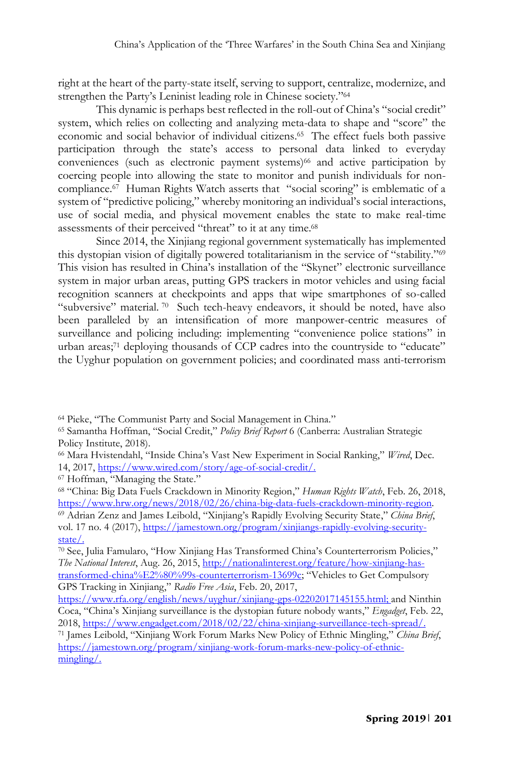right at the heart of the party-state itself, serving to support, centralize, modernize, and strengthen the Party's Leninist leading role in Chinese society."[64]

This dynamic is perhaps best reflected in the roll-out of China's "social credit" system, which relies on collecting and analyzing meta-data to shape and "score" the economic and social behavior of individual citizens.[65] The effect fuels both passive participation through the state's access to personal data linked to everyday conveniences (such as electronic payment systems)[66] and active participation by coercing people into allowing the state to monitor and punish individuals for non-compliance.[67] Human Rights Watch asserts that "social scoring" is emblematic of a system of "predictive policing," whereby monitoring an individual's social interactions, use of social media, and physical movement enables the state to make real-time assessments of their perceived "threat" to it at any time.[68]

Since 2014, the Xinjiang regional government systematically has implemented this dystopian vision of digitally powered totalitarianism in the service of "stability."[69] This vision has resulted in China's installation of the "Skynet" electronic surveillance system in major urban areas, putting GPS trackers in motor vehicles and using facial recognition scanners at checkpoints and apps that wipe smartphones of so-called "subversive" material.[70] Such tech-heavy endeavors, it should be noted, have also been paralleled by an intensification of more manpower-centric measures of surveillance and policing including: implementing "convenience police stations" in urban areas;[71] deploying thousands of CCP cadres into the countryside to "educate" the Uyghur population on government policies; and coordinated mass anti-terrorism

---

[64] Pieke, "The Communist Party and Social Management in China."

[65] Samantha Hoffman, "Social Credit," *Policy Brief Report* 6 (Canberra: Australian Strategic Policy Institute, 2018).

[66] Mara Hvistendahl, "Inside China's Vast New Experiment in Social Ranking," *Wired*, Dec. 14, 2017, https://www.wired.com/story/age-of-social-credit/.

[67] Hoffman, "Managing the State."

[68] "China: Big Data Fuels Crackdown in Minority Region," *Human Rights Watch*, Feb. 26, 2018, https://www.hrw.org/news/2018/02/26/china-big-data-fuels-crackdown-minority-region.

[69] Adrian Zenz and James Leibold, "Xinjiang's Rapidly Evolving Security State," *China Brief*, vol. 17 no. 4 (2017), https://jamestown.org/program/xinjiangs-rapidly-evolving-security-state/.

[70] See, Julia Famularo, "How Xinjiang Has Transformed China's Counterterrorism Policies," *The National Interest*, Aug. 26, 2015, http://nationalinterest.org/feature/how-xinjiang-has-transformed-china%E2%80%99s-counterterrorism-13699c; "Vehicles to Get Compulsory GPS Tracking in Xinjiang," *Radio Free Asia*, Feb. 20, 2017, https://www.rfa.org/english/news/uyghur/xinjiang-gps-02202017145155.html; and Ninthin Coca, "China's Xinjiang surveillance is the dystopian future nobody wants," *Engadget*, Feb. 22, 2018, https://www.engadget.com/2018/02/22/china-xinjiang-surveillance-tech-spread/.

[71] James Leibold, "Xinjiang Work Forum Marks New Policy of Ethnic Mingling," *China Brief*, https://jamestown.org/program/xinjiang-work-forum-marks-new-policy-of-ethnic-mingling/.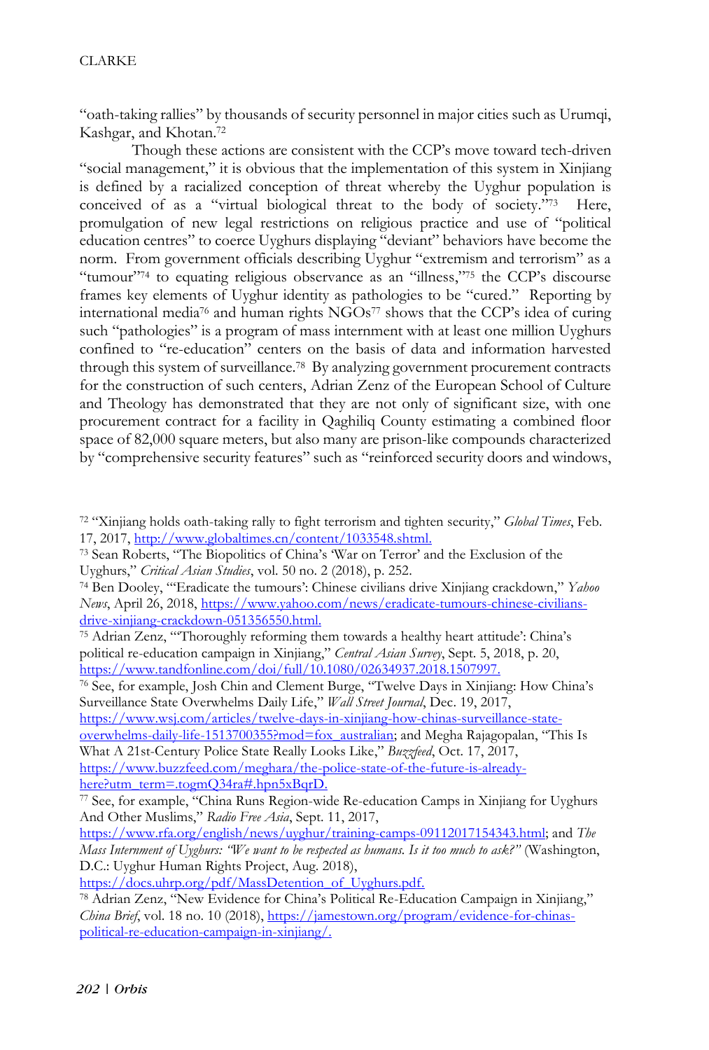"oath-taking rallies" by thousands of security personnel in major cities such as Urumqi, Kashgar, and Khotan.[72]

Though these actions are consistent with the CCP's move toward tech-driven "social management," it is obvious that the implementation of this system in Xinjiang is defined by a racialized conception of threat whereby the Uyghur population is conceived of as a "virtual biological threat to the body of society."[73] Here, promulgation of new legal restrictions on religious practice and use of "political education centres" to coerce Uyghurs displaying "deviant" behaviors have become the norm. From government officials describing Uyghur "extremism and terrorism" as a "tumour"[74] to equating religious observance as an "illness,"[75] the CCP's discourse frames key elements of Uyghur identity as pathologies to be "cured." Reporting by international media[76] and human rights NGOs[77] shows that the CCP's idea of curing such "pathologies" is a program of mass internment with at least one million Uyghurs confined to "re-education" centers on the basis of data and information harvested through this system of surveillance.[78] By analyzing government procurement contracts for the construction of such centers, Adrian Zenz of the European School of Culture and Theology has demonstrated that they are not only of significant size, with one procurement contract for a facility in Qaghiliq County estimating a combined floor space of 82,000 square meters, but also many are prison-like compounds characterized by "comprehensive security features" such as "reinforced security doors and windows,

---

[72] "Xinjiang holds oath-taking rally to fight terrorism and tighten security," *Global Times*, Feb. 17, 2017, http://www.globaltimes.cn/content/1033548.shtml.

[73] Sean Roberts, "The Biopolitics of China's 'War on Terror' and the Exclusion of the Uyghurs," *Critical Asian Studies*, vol. 50 no. 2 (2018), p. 252.

[74] Ben Dooley, "'Eradicate the tumours': Chinese civilians drive Xinjiang crackdown," *Yahoo News*, April 26, 2018, https://www.yahoo.com/news/eradicate-tumours-chinese-civilians-drive-xinjiang-crackdown-051356550.html.

[75] Adrian Zenz, "'Thoroughly reforming them towards a healthy heart attitude': China's political re-education campaign in Xinjiang," *Central Asian Survey*, Sept. 5, 2018, p. 20, https://www.tandfonline.com/doi/full/10.1080/02634937.2018.1507997.

[76] See, for example, Josh Chin and Clement Burge, "Twelve Days in Xinjiang: How China's Surveillance State Overwhelms Daily Life," *Wall Street Journal*, Dec. 19, 2017, https://www.wsj.com/articles/twelve-days-in-xinjiang-how-chinas-surveillance-state-overwhelms-daily-life-1513700355?mod=fox_australian; and Megha Rajagopalan, "This Is What A 21st-Century Police State Really Looks Like," *Buzzfeed*, Oct. 17, 2017, https://www.buzzfeed.com/meghara/the-police-state-of-the-future-is-already-here?utm_term=.togmQ34ra#.hpn5xBqrD.

[77] See, for example, "China Runs Region-wide Re-education Camps in Xinjiang for Uyghurs And Other Muslims," *Radio Free Asia*, Sept. 11, 2017, https://www.rfa.org/english/news/uyghur/training-camps-09112017154343.html; and *The Mass Internment of Uyghurs: "We want to be respected as humans. Is it too much to ask?"* (Washington, D.C.: Uyghur Human Rights Project, Aug. 2018), https://docs.uhrp.org/pdf/MassDetention_of_Uyghurs.pdf.

[78] Adrian Zenz, "New Evidence for China's Political Re-Education Campaign in Xinjiang," *China Brief*, vol. 18 no. 10 (2018), https://jamestown.org/program/evidence-for-chinas-political-re-education-campaign-in-xinjiang/.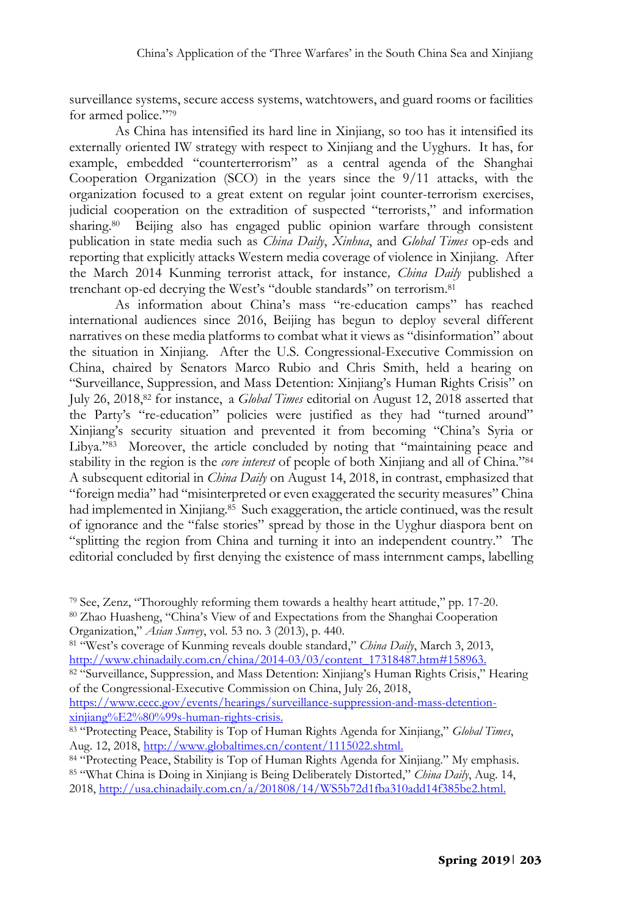surveillance systems, secure access systems, watchtowers, and guard rooms or facilities for armed police."[79]

As China has intensified its hard line in Xinjiang, so too has it intensified its externally oriented IW strategy with respect to Xinjiang and the Uyghurs. It has, for example, embedded "counterterrorism" as a central agenda of the Shanghai Cooperation Organization (SCO) in the years since the 9/11 attacks, with the organization focused to a great extent on regular joint counter-terrorism exercises, judicial cooperation on the extradition of suspected "terrorists," and information sharing.[80] Beijing also has engaged public opinion warfare through consistent publication in state media such as *China Daily*, *Xinhua*, and *Global Times* op-eds and reporting that explicitly attacks Western media coverage of violence in Xinjiang. After the March 2014 Kunming terrorist attack, for instance*, China Daily* published a trenchant op-ed decrying the West's "double standards" on terrorism.[81]

As information about China's mass "re-education camps" has reached international audiences since 2016, Beijing has begun to deploy several different narratives on these media platforms to combat what it views as "disinformation" about the situation in Xinjiang. After the U.S. Congressional-Executive Commission on China, chaired by Senators Marco Rubio and Chris Smith, held a hearing on "Surveillance, Suppression, and Mass Detention: Xinjiang's Human Rights Crisis" on July 26, 2018,[82] for instance, a *Global Times* editorial on August 12, 2018 asserted that the Party's "re-education" policies were justified as they had "turned around" Xinjiang's security situation and prevented it from becoming "China's Syria or Libya."[83] Moreover, the article concluded by noting that "maintaining peace and stability in the region is the *core interest* of people of both Xinjiang and all of China."[84] A subsequent editorial in *China Daily* on August 14, 2018, in contrast, emphasized that "foreign media" had "misinterpreted or even exaggerated the security measures" China had implemented in Xinjiang.[85] Such exaggeration, the article continued, was the result of ignorance and the "false stories" spread by those in the Uyghur diaspora bent on "splitting the region from China and turning it into an independent country." The editorial concluded by first denying the existence of mass internment camps, labelling

---

[79] See, Zenz, "Thoroughly reforming them towards a healthy heart attitude," pp. 17-20.

[80] Zhao Huasheng, "China's View of and Expectations from the Shanghai Cooperation Organization," *Asian Survey*, vol. 53 no. 3 (2013), p. 440.

[81] "West's coverage of Kunming reveals double standard," *China Daily*, March 3, 2013, http://www.chinadaily.com.cn/china/2014-03/03/content_17318487.htm#158963.

[82] "Surveillance, Suppression, and Mass Detention: Xinjiang's Human Rights Crisis," Hearing of the Congressional-Executive Commission on China, July 26, 2018, https://www.cecc.gov/events/hearings/surveillance-suppression-and-mass-detention-xinjiang%E2%80%99s-human-rights-crisis.

[83] "Protecting Peace, Stability is Top of Human Rights Agenda for Xinjiang," *Global Times*, Aug. 12, 2018, http://www.globaltimes.cn/content/1115022.shtml.

[84] "Protecting Peace, Stability is Top of Human Rights Agenda for Xinjiang." My emphasis.

[85] "What China is Doing in Xinjiang is Being Deliberately Distorted," *China Daily*, Aug. 14, 2018, http://usa.chinadaily.com.cn/a/201808/14/WS5b72d1fba310add14f385be2.html.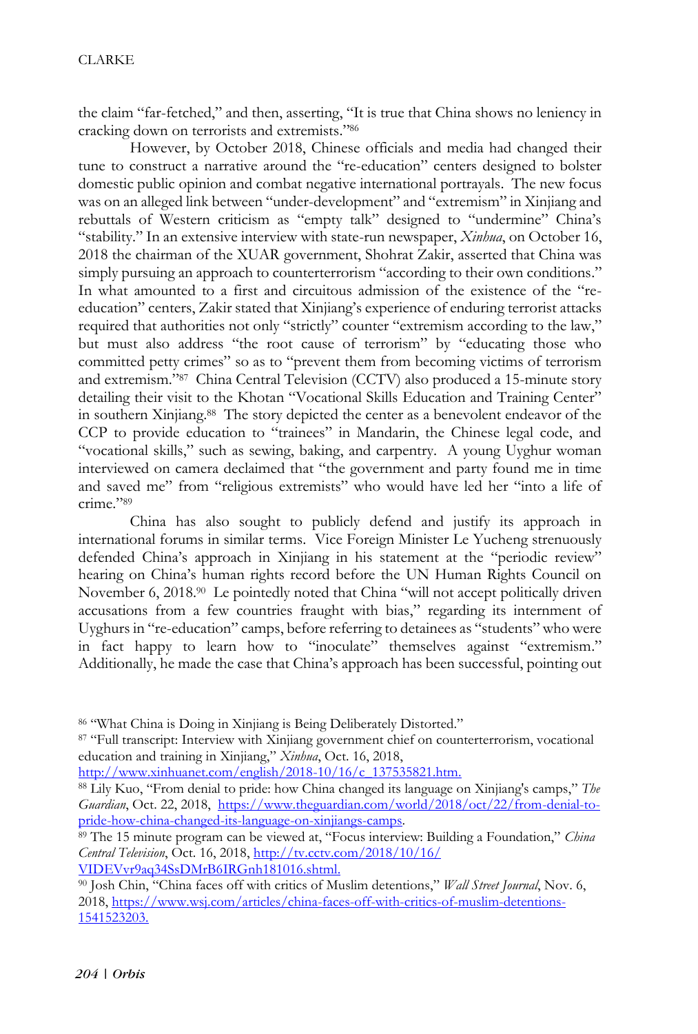the claim "far-fetched," and then, asserting, "It is true that China shows no leniency in cracking down on terrorists and extremists."[86]

However, by October 2018, Chinese officials and media had changed their tune to construct a narrative around the "re-education" centers designed to bolster domestic public opinion and combat negative international portrayals. The new focus was on an alleged link between "under-development" and "extremism" in Xinjiang and rebuttals of Western criticism as "empty talk" designed to "undermine" China's "stability." In an extensive interview with state-run newspaper, *Xinhua*, on October 16, 2018 the chairman of the XUAR government, Shohrat Zakir, asserted that China was simply pursuing an approach to counterterrorism "according to their own conditions." In what amounted to a first and circuitous admission of the existence of the "re-education" centers, Zakir stated that Xinjiang's experience of enduring terrorist attacks required that authorities not only "strictly" counter "extremism according to the law," but must also address "the root cause of terrorism" by "educating those who committed petty crimes" so as to "prevent them from becoming victims of terrorism and extremism."[87] China Central Television (CCTV) also produced a 15-minute story detailing their visit to the Khotan "Vocational Skills Education and Training Center" in southern Xinjiang.[88] The story depicted the center as a benevolent endeavor of the CCP to provide education to "trainees" in Mandarin, the Chinese legal code, and "vocational skills," such as sewing, baking, and carpentry. A young Uyghur woman interviewed on camera declaimed that "the government and party found me in time and saved me" from "religious extremists" who would have led her "into a life of crime."[89]

China has also sought to publicly defend and justify its approach in international forums in similar terms. Vice Foreign Minister Le Yucheng strenuously defended China's approach in Xinjiang in his statement at the "periodic review" hearing on China's human rights record before the UN Human Rights Council on November 6, 2018.[90] Le pointedly noted that China "will not accept politically driven accusations from a few countries fraught with bias," regarding its internment of Uyghurs in "re-education" camps, before referring to detainees as "students" who were in fact happy to learn how to "inoculate" themselves against "extremism." Additionally, he made the case that China's approach has been successful, pointing out

---

[86] "What China is Doing in Xinjiang is Being Deliberately Distorted."

[87] "Full transcript: Interview with Xinjiang government chief on counterterrorism, vocational education and training in Xinjiang," *Xinhua*, Oct. 16, 2018, http://www.xinhuanet.com/english/2018-10/16/c_137535821.htm.

[88] Lily Kuo, "From denial to pride: how China changed its language on Xinjiang's camps," *The Guardian*, Oct. 22, 2018, https://www.theguardian.com/world/2018/oct/22/from-denial-to-pride-how-china-changed-its-language-on-xinjiangs-camps.

[89] The 15 minute program can be viewed at, "Focus interview: Building a Foundation," *China Central Television*, Oct. 16, 2018, http://tv.cctv.com/2018/10/16/VIDEVvr9aq34SsDMrB6IRGnh181016.shtml.

[90] Josh Chin, "China faces off with critics of Muslim detentions," *Wall Street Journal*, Nov. 6, 2018, https://www.wsj.com/articles/china-faces-off-with-critics-of-muslim-detentions-1541523203.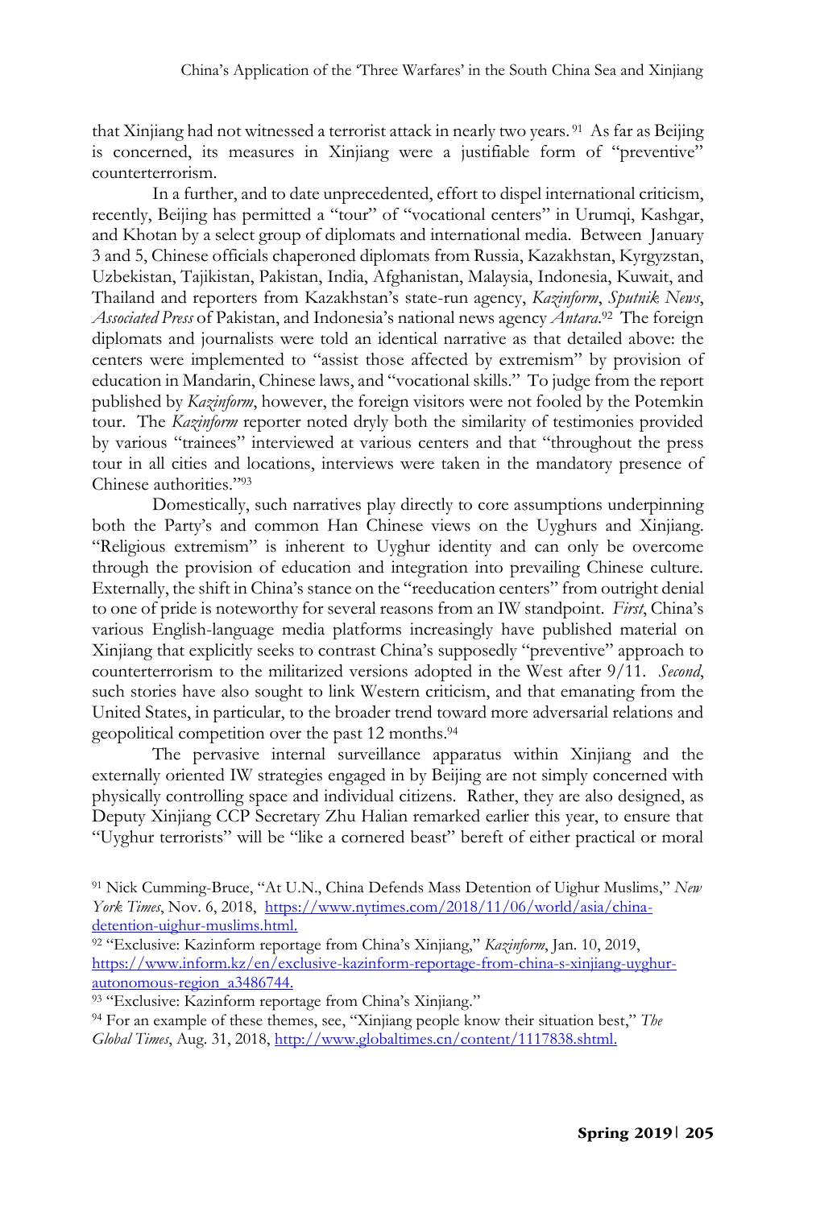that Xinjiang had not witnessed a terrorist attack in nearly two years.[91] As far as Beijing is concerned, its measures in Xinjiang were a justifiable form of "preventive" counterterrorism.

In a further, and to date unprecedented, effort to dispel international criticism, recently, Beijing has permitted a "tour" of "vocational centers" in Urumqi, Kashgar, and Khotan by a select group of diplomats and international media. Between January 3 and 5, Chinese officials chaperoned diplomats from Russia, Kazakhstan, Kyrgyzstan, Uzbekistan, Tajikistan, Pakistan, India, Afghanistan, Malaysia, Indonesia, Kuwait, and Thailand and reporters from Kazakhstan's state-run news agency, *Kazinform*, *Sputnik News*, *Associated Press* of Pakistan, and Indonesia's national news agency *Antara*.[92] The foreign diplomats and journalists were told an identical narrative as that detailed above: the centers were implemented to "assist those affected by extremism" by provision of education in Mandarin, Chinese laws, and "vocational skills." To judge from the report published by *Kazinform*, however, the foreign visitors were not fooled by the Potemkin tour. The *Kazinform* reporter noted dryly both the similarity of testimonies provided by various "trainees" interviewed at various centers and that "throughout the press tour in all cities and locations, interviews were taken in the mandatory presence of Chinese authorities."[93]

Domestically, such narratives play directly to core assumptions underpinning both the Party's and common Han Chinese views on the Uyghurs and Xinjiang. "Religious extremism" is inherent to Uyghur identity and can only be overcome through the provision of education and integration into prevailing Chinese culture. Externally, the shift in China's stance on the "reeducation centers" from outright denial to one of pride is noteworthy for several reasons from an IW standpoint. *First*, China's various English-language media platforms increasingly have published material on Xinjiang that explicitly seeks to contrast China's supposedly "preventive" approach to counterterrorism to the militarized versions adopted in the West after 9/11. *Second*, such stories have also sought to link Western criticism, and that emanating from the United States, in particular, to the broader trend toward more adversarial relations and geopolitical competition over the past 12 months.[94]

The pervasive internal surveillance apparatus within Xinjiang and the externally oriented IW strategies engaged in by Beijing are not simply concerned with physically controlling space and individual citizens. Rather, they are also designed, as Deputy Xinjiang CCP Secretary Zhu Halian remarked earlier this year, to ensure that "Uyghur terrorists" will be "like a cornered beast" bereft of either practical or moral

---

[91] Nick Cumming-Bruce, "At U.N., China Defends Mass Detention of Uighur Muslims," *New York Times*, Nov. 6, 2018, https://www.nytimes.com/2018/11/06/world/asia/china-detention-uighur-muslims.html.

[92] "Exclusive: Kazinform reportage from China's Xinjiang," *Kazinform*, Jan. 10, 2019, https://www.inform.kz/en/exclusive-kazinform-reportage-from-china-s-xinjiang-uyghur-autonomous-region_a3486744.

[93] "Exclusive: Kazinform reportage from China's Xinjiang."

[94] For an example of these themes, see, "Xinjiang people know their situation best," *The Global Times*, Aug. 31, 2018, http://www.globaltimes.cn/content/1117838.shtml.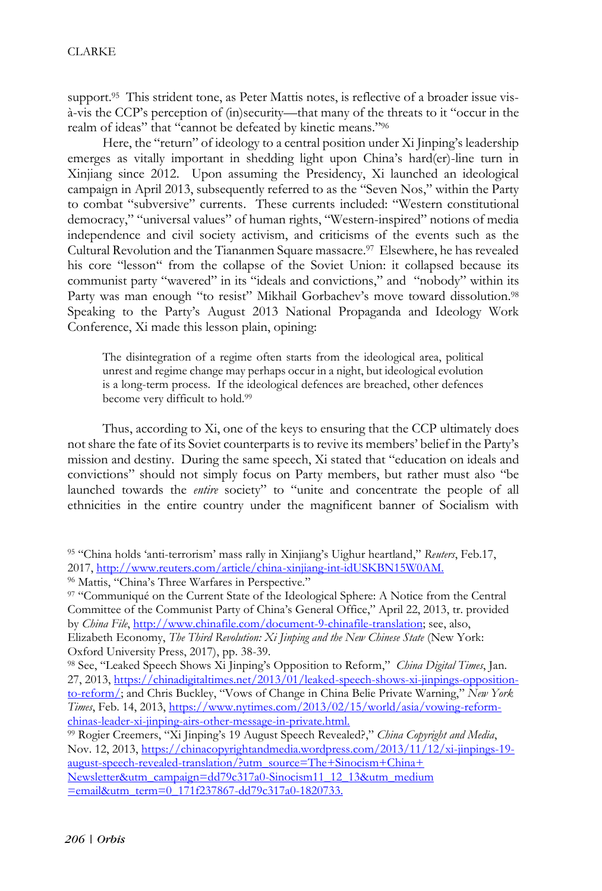support.[95] This strident tone, as Peter Mattis notes, is reflective of a broader issue vis-à-vis the CCP's perception of (in)security—that many of the threats to it "occur in the realm of ideas" that "cannot be defeated by kinetic means."[96]

Here, the "return" of ideology to a central position under Xi Jinping's leadership emerges as vitally important in shedding light upon China's hard(er)-line turn in Xinjiang since 2012. Upon assuming the Presidency, Xi launched an ideological campaign in April 2013, subsequently referred to as the "Seven Nos," within the Party to combat "subversive" currents. These currents included: "Western constitutional democracy," "universal values" of human rights, "Western-inspired" notions of media independence and civil society activism, and criticisms of the events such as the Cultural Revolution and the Tiananmen Square massacre.[97] Elsewhere, he has revealed his core "lesson" from the collapse of the Soviet Union: it collapsed because its communist party "wavered" in its "ideals and convictions," and "nobody" within its Party was man enough "to resist" Mikhail Gorbachev's move toward dissolution.[98] Speaking to the Party's August 2013 National Propaganda and Ideology Work Conference, Xi made this lesson plain, opining:

> The disintegration of a regime often starts from the ideological area, political unrest and regime change may perhaps occur in a night, but ideological evolution is a long-term process. If the ideological defences are breached, other defences become very difficult to hold.[99]

Thus, according to Xi, one of the keys to ensuring that the CCP ultimately does not share the fate of its Soviet counterparts is to revive its members' belief in the Party's mission and destiny. During the same speech, Xi stated that "education on ideals and convictions" should not simply focus on Party members, but rather must also "be launched towards the *entire* society" to "unite and concentrate the people of all ethnicities in the entire country under the magnificent banner of Socialism with

---

[95] "China holds 'anti-terrorism' mass rally in Xinjiang's Ughur heartland," *Reuters*, Feb.17, 2017, http://www.reuters.com/article/china-xinjiang-int-idUSKBN15W0AM.

[96] Mattis, "China's Three Warfares in Perspective."

[97] "Communiqué on the Current State of the Ideological Sphere: A Notice from the Central Committee of the Communist Party of China's General Office," April 22, 2013, tr. provided by *China File*, http://www.chinafile.com/document-9-chinafile-translation; see, also, Elizabeth Economy, *The Third Revolution: Xi Jinping and the New Chinese State* (New York: Oxford University Press, 2017), pp. 38-39.

[98] See, "Leaked Speech Shows Xi Jinping's Opposition to Reform," *China Digital Times*, Jan. 27, 2013, https://chinadigitaltimes.net/2013/01/leaked-speech-shows-xi-jinpings-opposition-to-reform/; and Chris Buckley, "Vows of Change in China Belie Private Warning," *New York Times*, Feb. 14, 2013, https://www.nytimes.com/2013/02/15/world/asia/vowing-reform-chinas-leader-xi-jinping-airs-other-message-in-private.html.

[99] Rogier Creemers, "Xi Jinping's 19 August Speech Revealed?," *China Copyright and Media*, Nov. 12, 2013, https://chinacopyrightandmedia.wordpress.com/2013/11/12/xi-jinpings-19-august-speech-revealed-translation/?utm_source=The+Sinocism+China+Newsletter&utm_campaign=dd79c317a0-Sinocism11_12_13&utm_medium=email&utm_term=0_171f237867-dd79c317a0-1820733.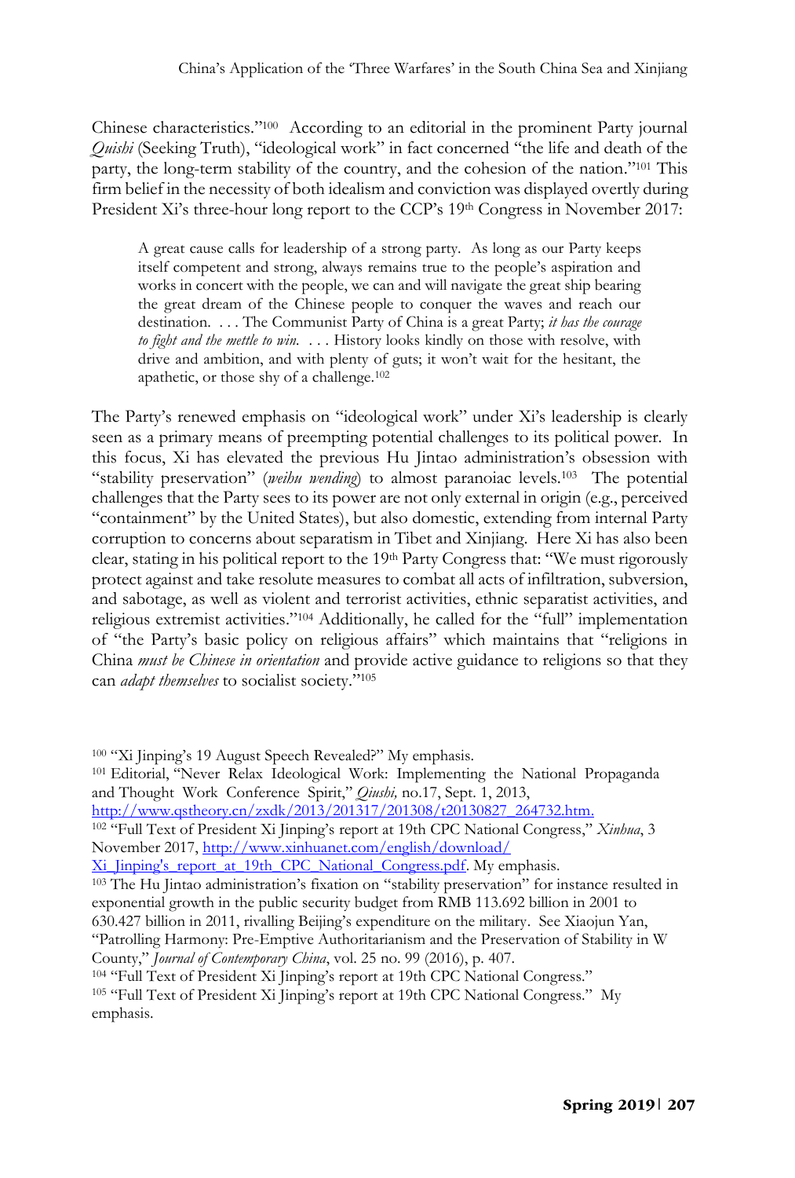Chinese characteristics."[100] According to an editorial in the prominent Party journal *Quishi* (Seeking Truth), "ideological work" in fact concerned "the life and death of the party, the long-term stability of the country, and the cohesion of the nation."[101] This firm belief in the necessity of both idealism and conviction was displayed overtly during President Xi's three-hour long report to the CCP's 19th Congress in November 2017:

> A great cause calls for leadership of a strong party. As long as our Party keeps itself competent and strong, always remains true to the people's aspiration and works in concert with the people, we can and will navigate the great ship bearing the great dream of the Chinese people to conquer the waves and reach our destination. . . . The Communist Party of China is a great Party; *it has the courage to fight and the mettle to win*. . . . History looks kindly on those with resolve, with drive and ambition, and with plenty of guts; it won't wait for the hesitant, the apathetic, or those shy of a challenge.[102]

The Party's renewed emphasis on "ideological work" under Xi's leadership is clearly seen as a primary means of preempting potential challenges to its political power. In this focus, Xi has elevated the previous Hu Jintao administration's obsession with "stability preservation" (*weihu wending*) to almost paranoiac levels.[103] The potential challenges that the Party sees to its power are not only external in origin (e.g., perceived "containment" by the United States), but also domestic, extending from internal Party corruption to concerns about separatism in Tibet and Xinjiang. Here Xi has also been clear, stating in his political report to the 19th Party Congress that: "We must rigorously protect against and take resolute measures to combat all acts of infiltration, subversion, and sabotage, as well as violent and terrorist activities, ethnic separatist activities, and religious extremist activities."[104] Additionally, he called for the "full" implementation of "the Party's basic policy on religious affairs" which maintains that "religions in China *must be Chinese in orientation* and provide active guidance to religions so that they can *adapt themselves* to socialist society."[105]

---

[100] "Xi Jinping's 19 August Speech Revealed?" My emphasis.

[101] Editorial, "Never Relax Ideological Work: Implementing the National Propaganda and Thought Work Conference Spirit," *Qiushi,* no.17, Sept. 1, 2013, http://www.qstheory.cn/zxdk/2013/201317/201308/t20130827_264732.htm.

[102] "Full Text of President Xi Jinping's report at 19th CPC National Congress," *Xinhua*, 3 November 2017, http://www.xinhuanet.com/english/download/Xi_Jinping's_report_at_19th_CPC_National_Congress.pdf. My emphasis.

[103] The Hu Jintao administration's fixation on "stability preservation" for instance resulted in exponential growth in the public security budget from RMB 113.692 billion in 2001 to 630.427 billion in 2011, rivalling Beijing's expenditure on the military. See Xiaojun Yan, "Patrolling Harmony: Pre-Emptive Authoritarianism and the Preservation of Stability in W County," *Journal of Contemporary China*, vol. 25 no. 99 (2016), p. 407.

[104] "Full Text of President Xi Jinping's report at 19th CPC National Congress."

[105] "Full Text of President Xi Jinping's report at 19th CPC National Congress." My emphasis.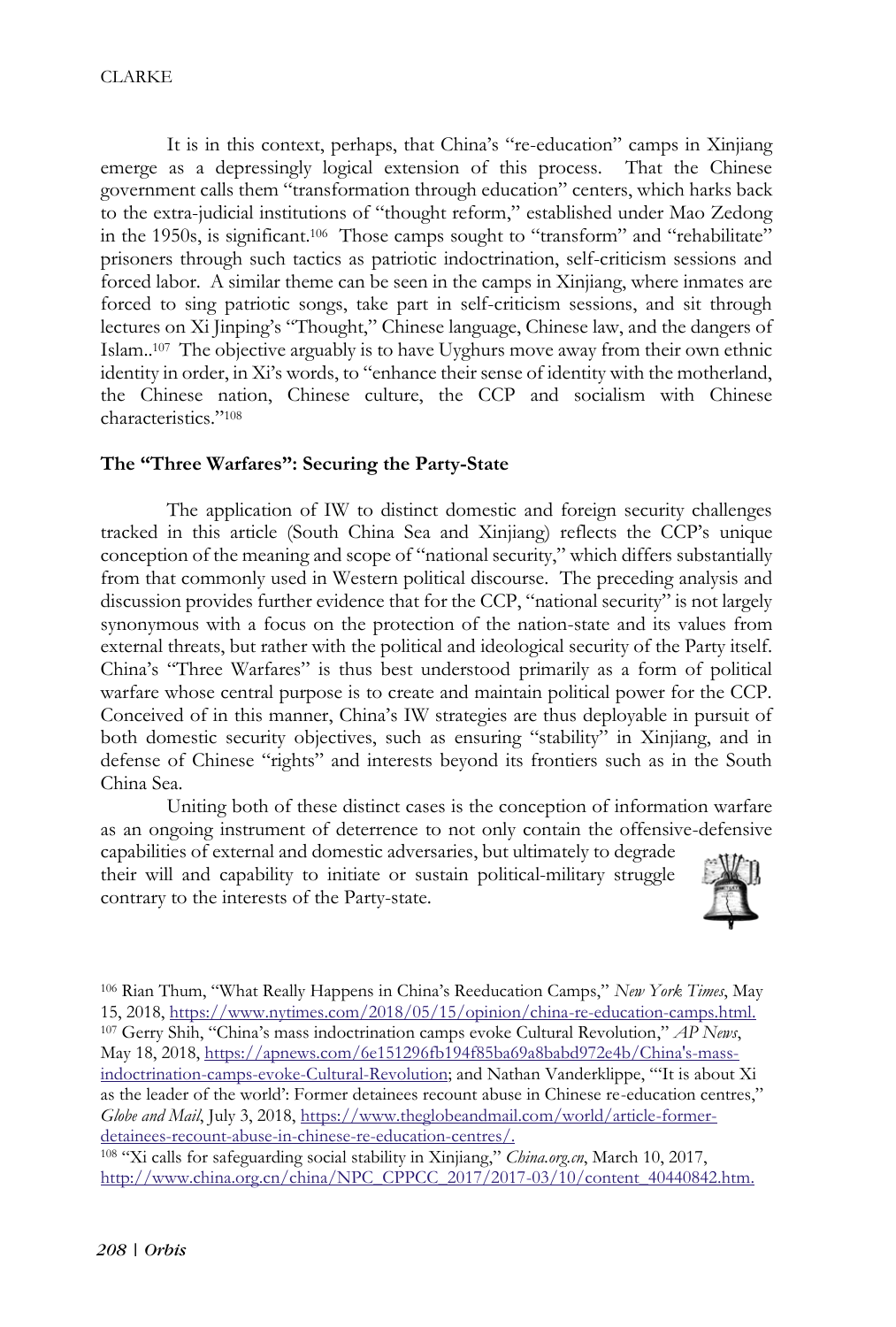It is in this context, perhaps, that China's "re-education" camps in Xinjiang emerge as a depressingly logical extension of this process. That the Chinese government calls them "transformation through education" centers, which harks back to the extra-judicial institutions of "thought reform," established under Mao Zedong in the 1950s, is significant.[106] Those camps sought to "transform" and "rehabilitate" prisoners through such tactics as patriotic indoctrination, self-criticism sessions and forced labor. A similar theme can be seen in the camps in Xinjiang, where inmates are forced to sing patriotic songs, take part in self-criticism sessions, and sit through lectures on Xi Jinping's "Thought," Chinese language, Chinese law, and the dangers of Islam..[107] The objective arguably is to have Uyghurs move away from their own ethnic identity in order, in Xi's words, to "enhance their sense of identity with the motherland, the Chinese nation, Chinese culture, the CCP and socialism with Chinese characteristics."[108]

**The "Three Warfares": Securing the Party-State**

The application of IW to distinct domestic and foreign security challenges tracked in this article (South China Sea and Xinjiang) reflects the CCP's unique conception of the meaning and scope of "national security," which differs substantially from that commonly used in Western political discourse. The preceding analysis and discussion provides further evidence that for the CCP, "national security" is not largely synonymous with a focus on the protection of the nation-state and its values from external threats, but rather with the political and ideological security of the Party itself. China's "Three Warfares" is thus best understood primarily as a form of political warfare whose central purpose is to create and maintain political power for the CCP. Conceived of in this manner, China's IW strategies are thus deployable in pursuit of both domestic security objectives, such as ensuring "stability" in Xinjiang, and in defense of Chinese "rights" and interests beyond its frontiers such as in the South China Sea.

Uniting both of these distinct cases is the conception of information warfare as an ongoing instrument of deterrence to not only contain the offensive-defensive capabilities of external and domestic adversaries, but ultimately to degrade their will and capability to initiate or sustain political-military struggle contrary to the interests of the Party-state.

---

[106] Rian Thum, "What Really Happens in China's Reeducation Camps," *New York Times*, May 15, 2018, https://www.nytimes.com/2018/05/15/opinion/china-re-education-camps.html.

[107] Gerry Shih, "China's mass indoctrination camps evoke Cultural Revolution," *AP News*, May 18, 2018, https://apnews.com/6e151296fb194f85ba69a8babd972e4b/China's-mass-indoctrination-camps-evoke-Cultural-Revolution; and Nathan Vanderklippe, "'It is about Xi as the leader of the world': Former detainees recount abuse in Chinese re-education centres," *Globe and Mail*, July 3, 2018, https://www.theglobeandmail.com/world/article-former-detainees-recount-abuse-in-chinese-re-education-centres/.

[108] "Xi calls for safeguarding social stability in Xinjiang," *China.org.cn*, March 10, 2017, http://www.china.org.cn/china/NPC_CPPCC_2017/2017-03/10/content_40440842.htm.